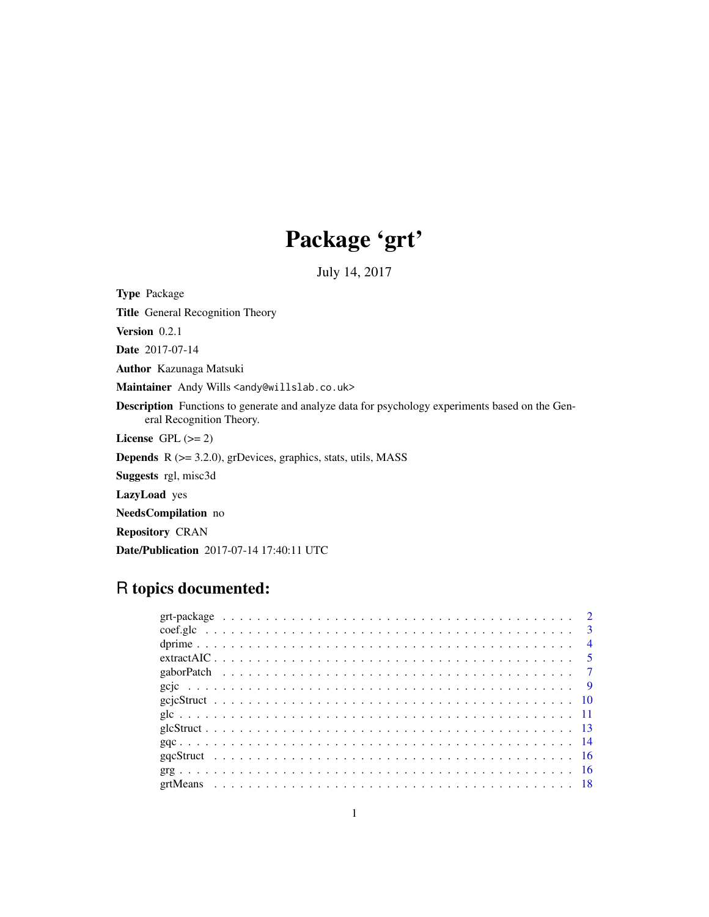# Package 'grt'

July 14, 2017

**Type** Package

**Title** General Recognition Theory

**Version** 0.2.1

**Date** 2017-07-14

**Author** Kazunaga Matsuki

**Maintainer** Andy Wills <andy@willslab.co.uk>

**Description** Functions to generate and analyze data for psychology experiments based on the General Recognition Theory.

**License** GPL (>= 2)

**Depends** R (>= 3.2.0), grDevices, graphics, stats, utils, MASS

**Suggests** rgl, misc3d

**LazyLoad** yes

**NeedsCompilation** no

**Repository** CRAN

**Date/Publication** 2017-07-14 17:40:11 UTC

## R topics documented:

| | |
|---|---|
| grt-package | 2 |
| coef.glc | 3 |
| dprime | 4 |
| extractAIC | 5 |
| gaborPatch | 7 |
| gcjc | 9 |
| gcjcStruct | 10 |
| glc | 11 |
| glcStruct | 13 |
| gqc | 14 |
| gqcStruct | 16 |
| grg | 16 |
| grtMeans | 18 |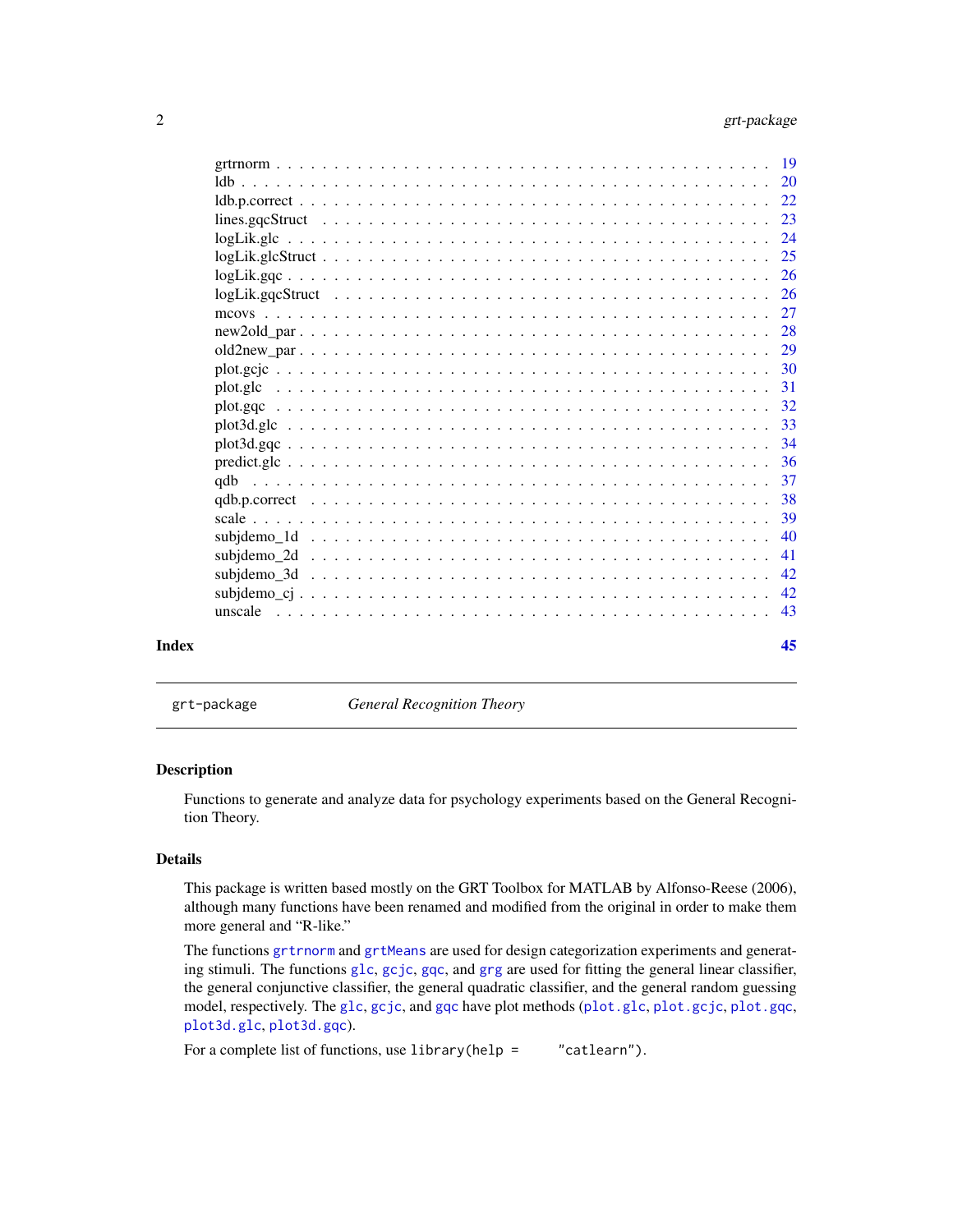| | |
|---|---|
| grtrnorm | 19 |
| ldb | 20 |
| ldb.p.correct | 22 |
| lines.gqcStruct | 23 |
| logLik.glc | 24 |
| logLik.glcStruct | 25 |
| logLik.gqc | 26 |
| logLik.gqcStruct | 26 |
| mcovs | 27 |
| new2old_par | 28 |
| old2new_par | 29 |
| plot.gcjc | 30 |
| plot.glc | 31 |
| plot.gqc | 32 |
| plot3d.glc | 33 |
| plot3d.gqc | 34 |
| predict.glc | 36 |
| qdb | 37 |
| qdb.p.correct | 38 |
| scale | 39 |
| subjdemo_1d | 40 |
| subjdemo_2d | 41 |
| subjdemo_3d | 42 |
| subjdemo_cj | 42 |
| unscale | 43 |

**Index** **45**

---

`grt-package` *General Recognition Theory*

---

### Description

Functions to generate and analyze data for psychology experiments based on the General Recognition Theory.

### Details

This package is written based mostly on the GRT Toolbox for MATLAB by Alfonso-Reese (2006), although many functions have been renamed and modified from the original in order to make them more general and "R-like."

The functions `grtrnorm` and `grtMeans` are used for design categorization experiments and generating stimuli. The functions `glc`, `gcjc`, `gqc`, and `grg` are used for fitting the general linear classifier, the general conjunctive classifier, the general quadratic classifier, and the general random guessing model, respectively. The `glc`, `gcjc`, and `gqc` have plot methods (`plot.glc`, `plot.gcjc`, `plot.gqc`, `plot3d.glc`, `plot3d.gqc`).

For a complete list of functions, use `library(help = "catlearn")`.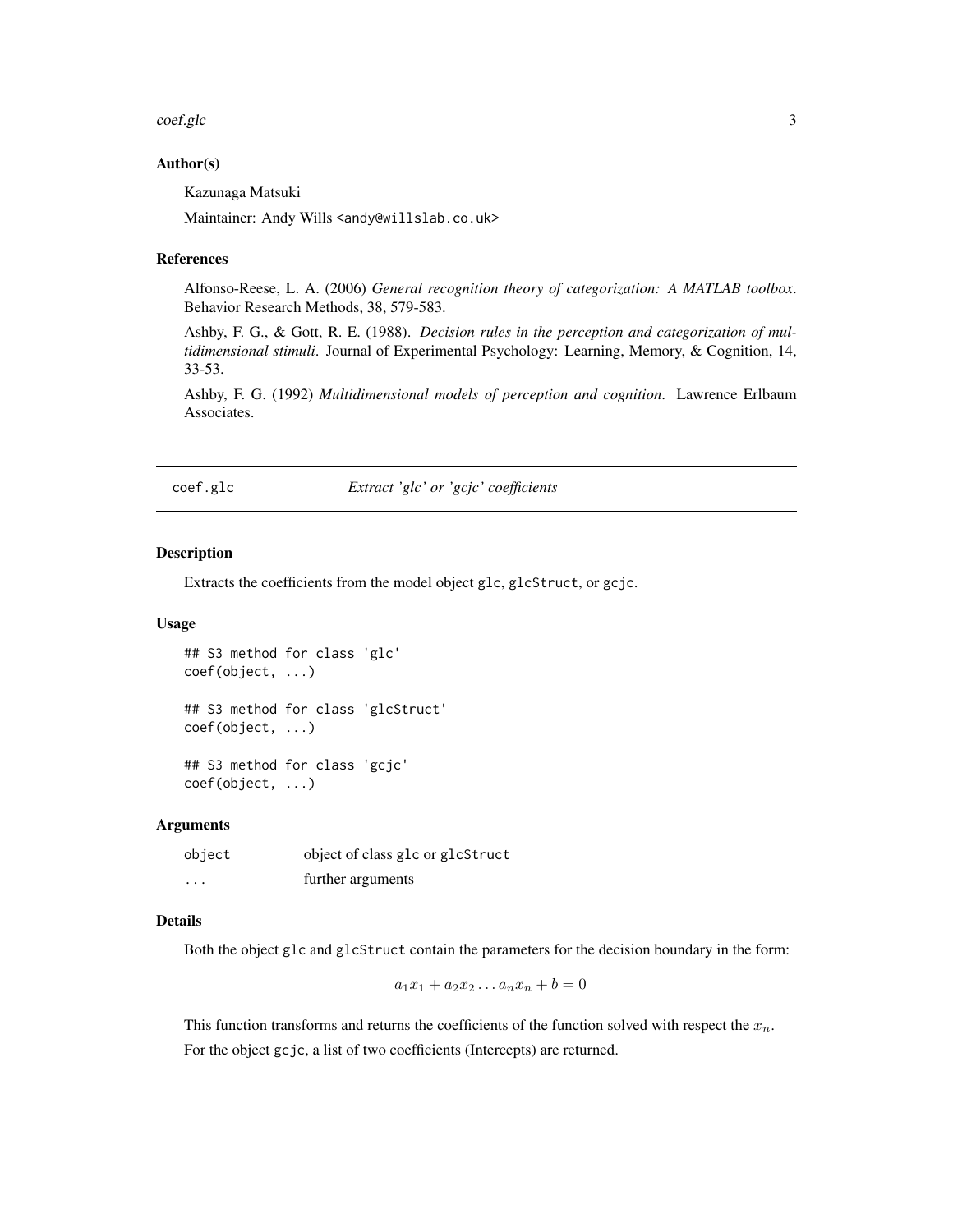### Author(s)

Kazunaga Matsuki

Maintainer: Andy Wills <andy@willslab.co.uk>

### References

Alfonso-Reese, L. A. (2006) *General recognition theory of categorization: A MATLAB toolbox*. Behavior Research Methods, 38, 579-583.

Ashby, F. G., & Gott, R. E. (1988). *Decision rules in the perception and categorization of multidimensional stimuli*. Journal of Experimental Psychology: Learning, Memory, & Cognition, 14, 33-53.

Ashby, F. G. (1992) *Multidimensional models of perception and cognition*. Lawrence Erlbaum Associates.

---

## coef.glc — *Extract 'glc' or 'gcjc' coefficients*

### Description

Extracts the coefficients from the model object `glc`, `glcStruct`, or `gcjc`.

### Usage

```
## S3 method for class 'glc'
coef(object, ...)

## S3 method for class 'glcStruct'
coef(object, ...)

## S3 method for class 'gcjc'
coef(object, ...)
```

### Arguments

| | |
|---|---|
| object | object of class `glc` or `glcStruct` |
| ... | further arguments |

### Details

Both the object `glc` and `glcStruct` contain the parameters for the decision boundary in the form:

$$a_1 x_1 + a_2 x_2 \ldots a_n x_n + b = 0$$

This function transforms and returns the coefficients of the function solved with respect the $x_n$.

For the object `gcjc`, a list of two coefficients (Intercepts) are returned.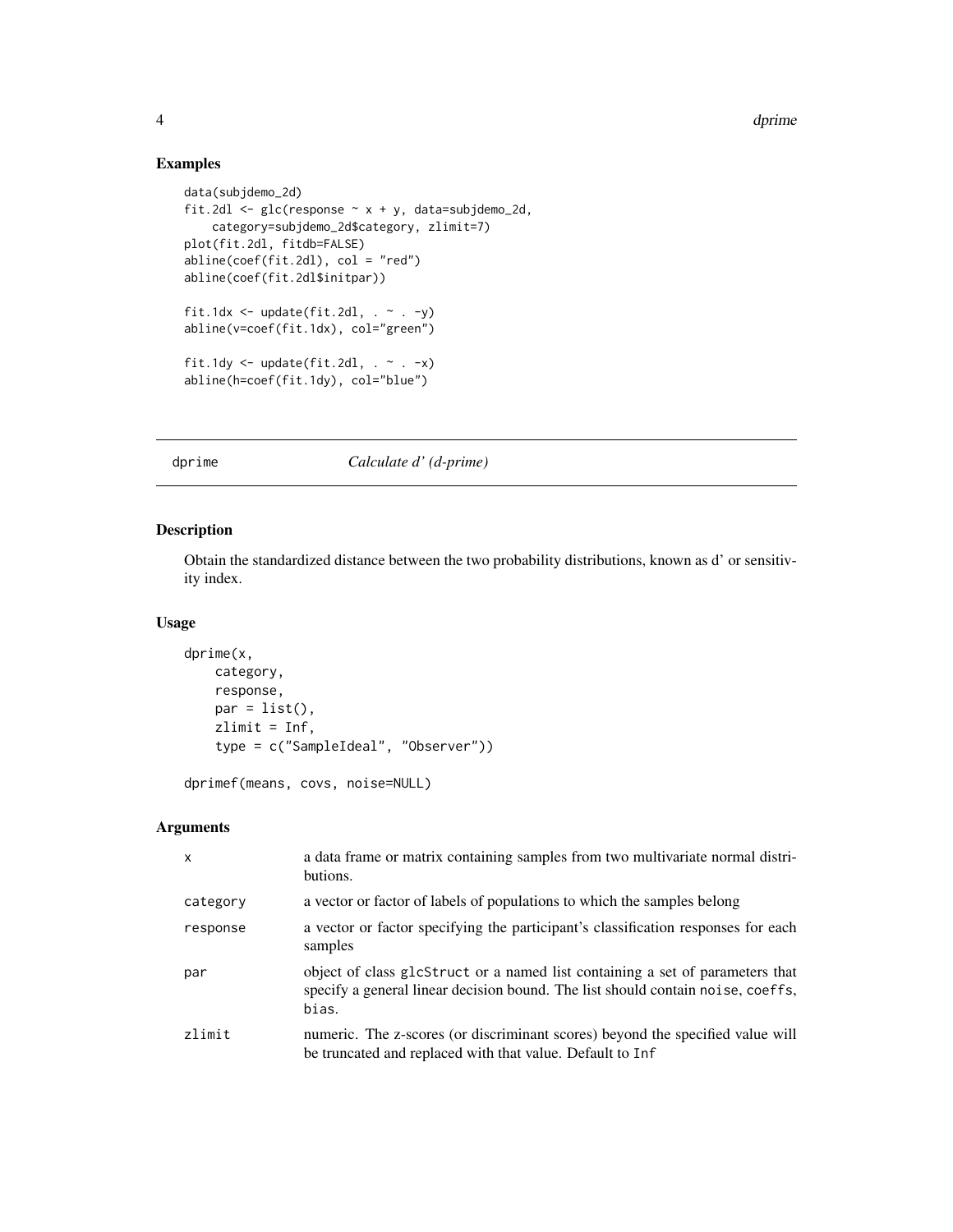## Examples

```
data(subjdemo_2d)
fit.2dl <- glc(response ~ x + y, data=subjdemo_2d,
    category=subjdemo_2d$category, zlimit=7)
plot(fit.2dl, fitdb=FALSE)
abline(coef(fit.2dl), col = "red")
abline(coef(fit.2dl$initpar))

fit.1dx <- update(fit.2dl, . ~ . -y)
abline(v=coef(fit.1dx), col="green")

fit.1dy <- update(fit.2dl, . ~ . -x)
abline(h=coef(fit.1dy), col="blue")
```

---

# dprime *Calculate d' (d-prime)*

---

## Description

Obtain the standardized distance between the two probability distributions, known as d' or sensitivity index.

## Usage

```
dprime(x,
    category,
    response,
    par = list(),
    zlimit = Inf,
    type = c("SampleIdeal", "Observer"))

dprimef(means, covs, noise=NULL)
```

## Arguments

| | |
|---|---|
| x | a data frame or matrix containing samples from two multivariate normal distributions. |
| category | a vector or factor of labels of populations to which the samples belong |
| response | a vector or factor specifying the participant's classification responses for each samples |
| par | object of class glcStruct or a named list containing a set of parameters that specify a general linear decision bound. The list should contain noise, coeffs, bias. |
| zlimit | numeric. The z-scores (or discriminant scores) beyond the specified value will be truncated and replaced with that value. Default to Inf |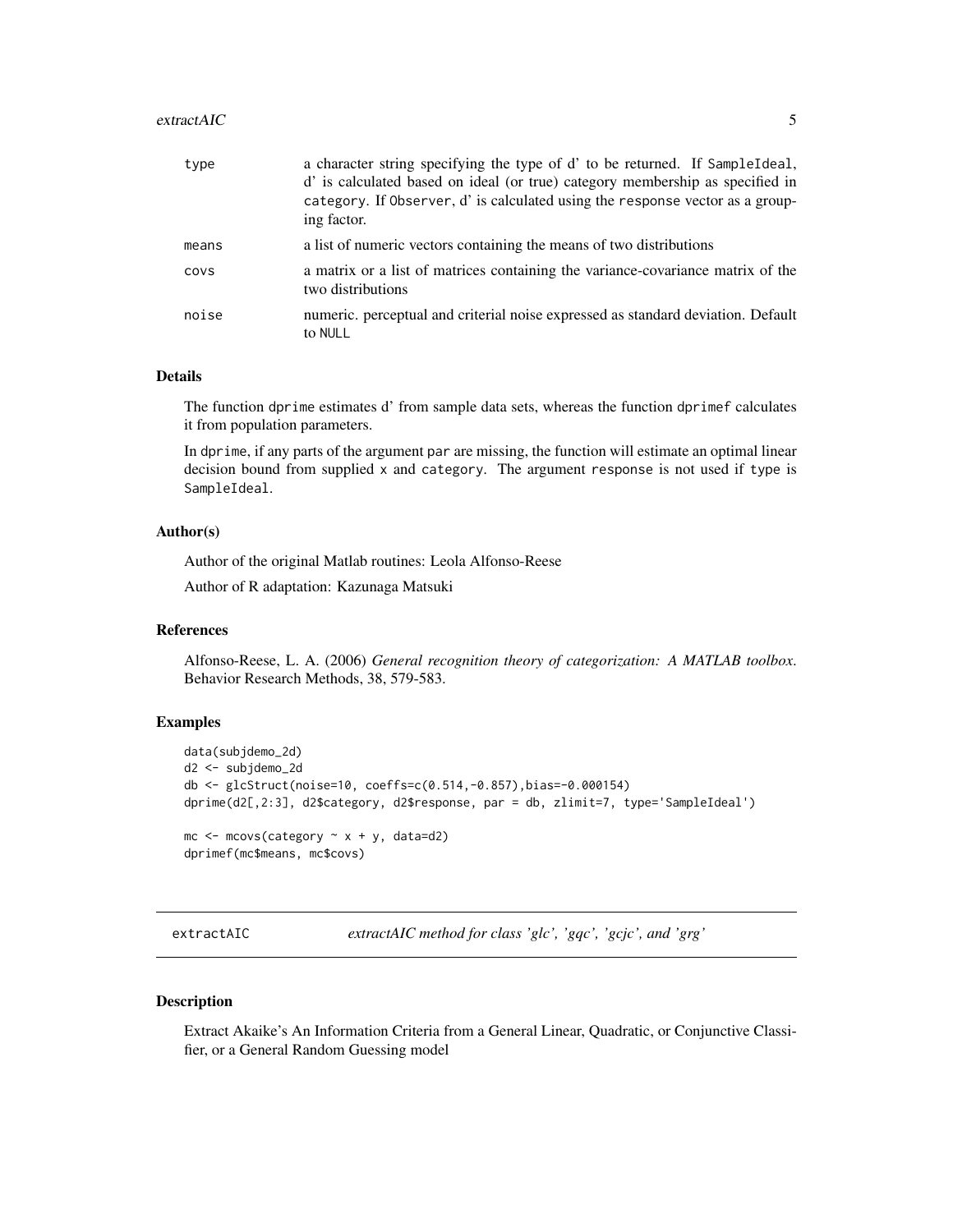| | |
|---|---|
| type | a character string specifying the type of d' to be returned. If SampleIdeal, d' is calculated based on ideal (or true) category membership as specified in category. If Observer, d' is calculated using the response vector as a grouping factor. |
| means | a list of numeric vectors containing the means of two distributions |
| covs | a matrix or a list of matrices containing the variance-covariance matrix of the two distributions |
| noise | numeric. perceptual and criterial noise expressed as standard deviation. Default to NULL |

### Details

The function dprime estimates d' from sample data sets, whereas the function dprimef calculates it from population parameters.

In dprime, if any parts of the argument par are missing, the function will estimate an optimal linear decision bound from supplied x and category. The argument response is not used if type is SampleIdeal.

### Author(s)

Author of the original Matlab routines: Leola Alfonso-Reese

Author of R adaptation: Kazunaga Matsuki

### References

Alfonso-Reese, L. A. (2006) *General recognition theory of categorization: A MATLAB toolbox*. Behavior Research Methods, 38, 579-583.

### Examples

```
data(subjdemo_2d)
d2 <- subjdemo_2d
db <- glcStruct(noise=10, coeffs=c(0.514,-0.857),bias=-0.000154)
dprime(d2[,2:3], d2$category, d2$response, par = db, zlimit=7, type='SampleIdeal')

mc <- mcovs(category ~ x + y, data=d2)
dprimef(mc$means, mc$covs)
```

---

## extractAIC *extractAIC method for class 'glc', 'gqc', 'gcjc', and 'grg'*

### Description

Extract Akaike's An Information Criteria from a General Linear, Quadratic, or Conjunctive Classifier, or a General Random Guessing model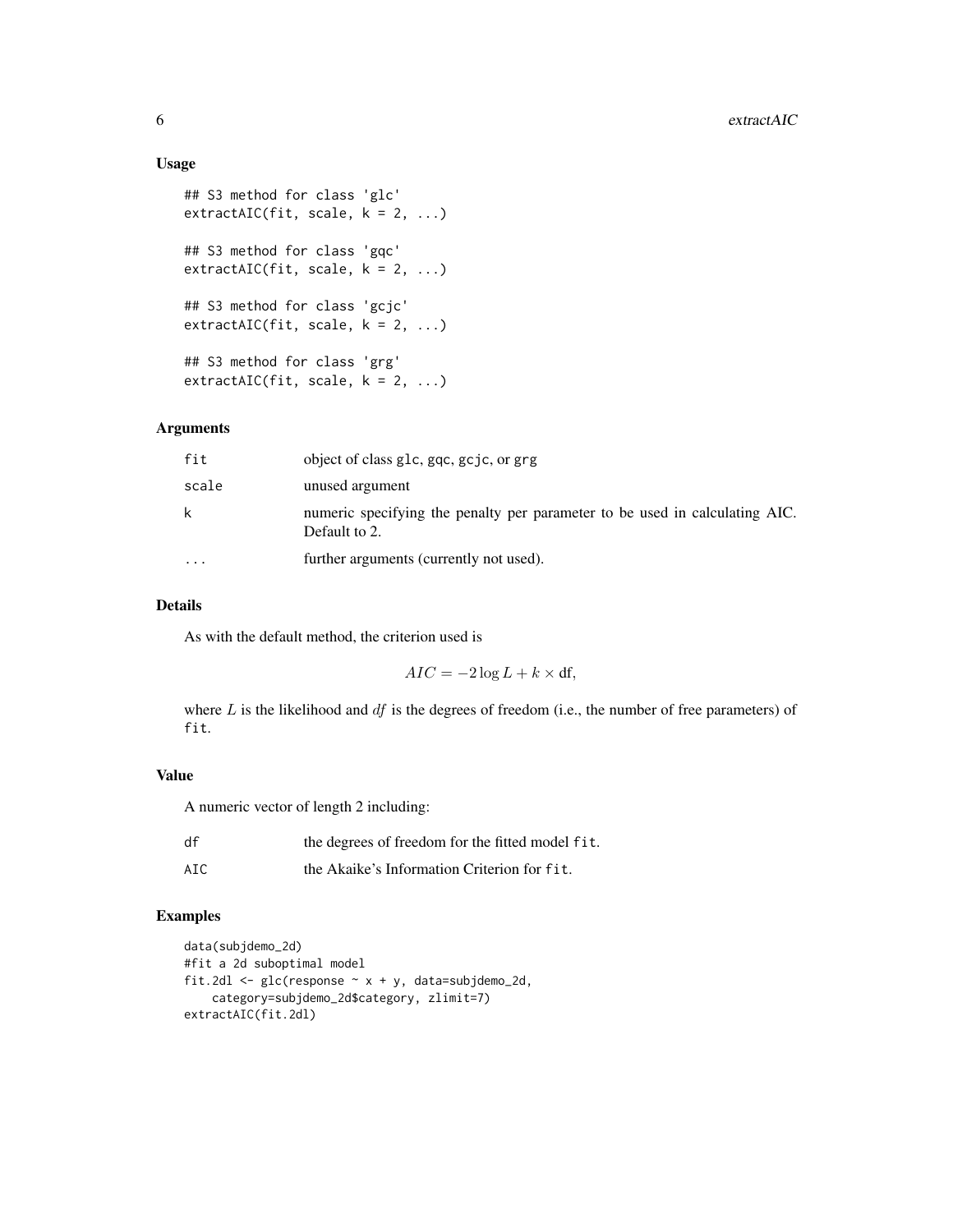### Usage

```
## S3 method for class 'glc'
extractAIC(fit, scale, k = 2, ...)

## S3 method for class 'gqc'
extractAIC(fit, scale, k = 2, ...)

## S3 method for class 'gcjc'
extractAIC(fit, scale, k = 2, ...)

## S3 method for class 'grg'
extractAIC(fit, scale, k = 2, ...)
```

### Arguments

| | |
|---|---|
| `fit` | object of class `glc`, `gqc`, `gcjc`, or `grg` |
| `scale` | unused argument |
| `k` | numeric specifying the penalty per parameter to be used in calculating AIC. Default to 2. |
| `...` | further arguments (currently not used). |

### Details

As with the default method, the criterion used is

$$AIC = -2 \log L + k \times \mathrm{df},$$

where $L$ is the likelihood and $df$ is the degrees of freedom (i.e., the number of free parameters) of `fit`.

### Value

A numeric vector of length 2 including:

| | |
|---|---|
| `df` | the degrees of freedom for the fitted model `fit`. |
| `AIC` | the Akaike's Information Criterion for `fit`. |

### Examples

```
data(subjdemo_2d)
#fit a 2d suboptimal model
fit.2dl <- glc(response ~ x + y, data=subjdemo_2d,
    category=subjdemo_2d$category, zlimit=7)
extractAIC(fit.2dl)
```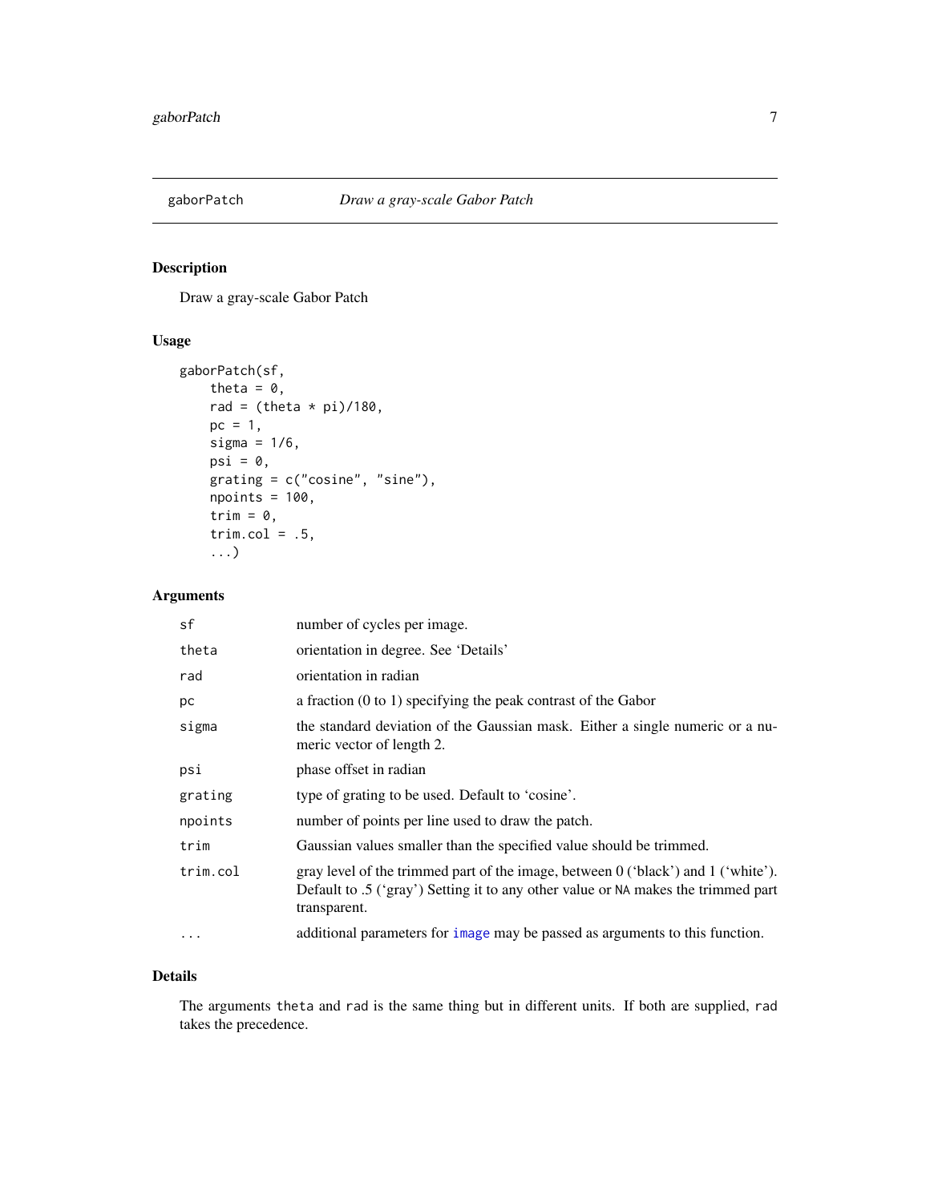# gaborPatch — *Draw a gray-scale Gabor Patch*

## Description

Draw a gray-scale Gabor Patch

## Usage

```
gaborPatch(sf,
    theta = 0,
    rad = (theta * pi)/180,
    pc = 1,
    sigma = 1/6,
    psi = 0,
    grating = c("cosine", "sine"),
    npoints = 100,
    trim = 0,
    trim.col = .5,
    ...)
```

## Arguments

| | |
|---|---|
| `sf` | number of cycles per image. |
| `theta` | orientation in degree. See 'Details' |
| `rad` | orientation in radian |
| `pc` | a fraction (0 to 1) specifying the peak contrast of the Gabor |
| `sigma` | the standard deviation of the Gaussian mask. Either a single numeric or a numeric vector of length 2. |
| `psi` | phase offset in radian |
| `grating` | type of grating to be used. Default to 'cosine'. |
| `npoints` | number of points per line used to draw the patch. |
| `trim` | Gaussian values smaller than the specified value should be trimmed. |
| `trim.col` | gray level of the trimmed part of the image, between 0 ('black') and 1 ('white'). Default to .5 ('gray') Setting it to any other value or `NA` makes the trimmed part transparent. |
| `...` | additional parameters for `image` may be passed as arguments to this function. |

## Details

The arguments `theta` and `rad` is the same thing but in different units. If both are supplied, `rad` takes the precedence.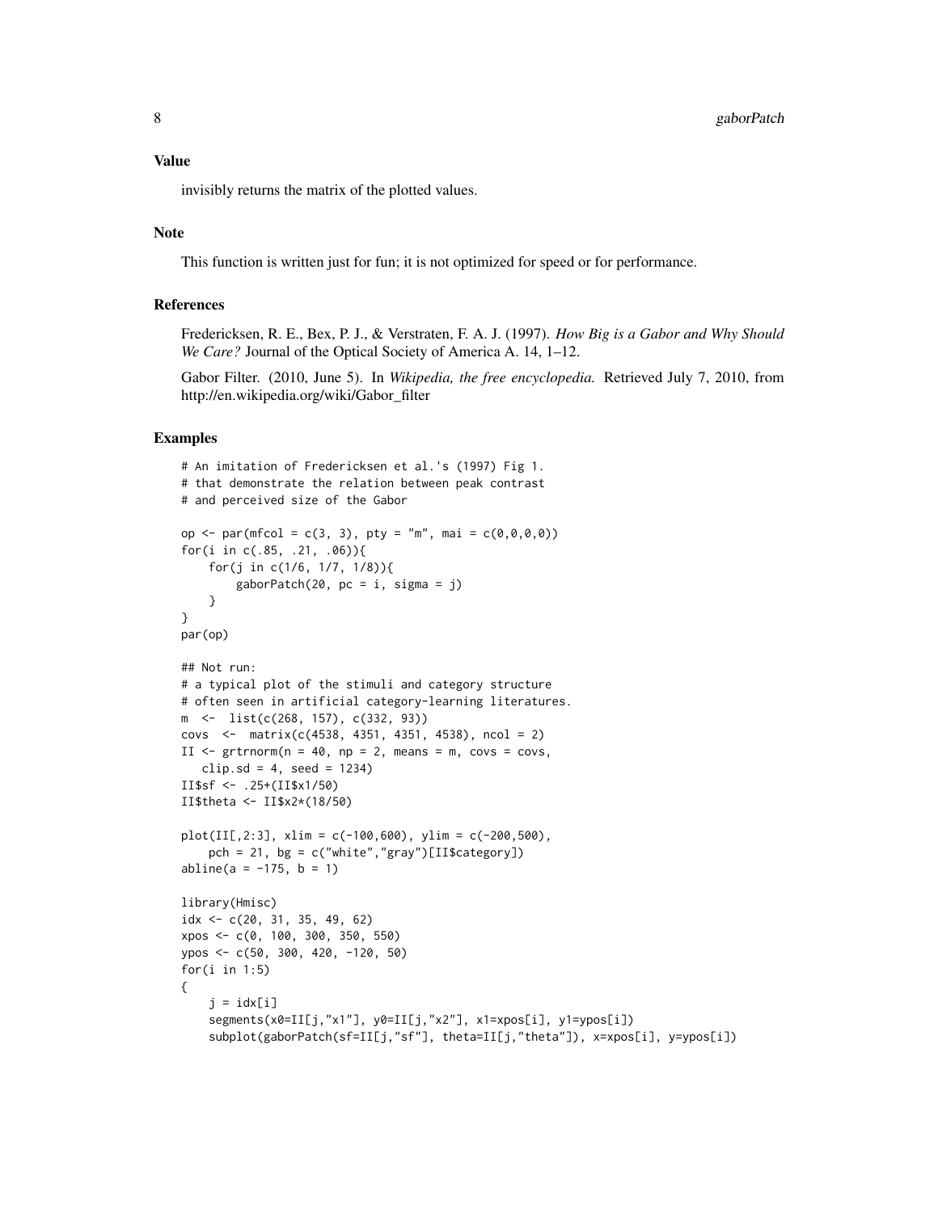### Value

invisibly returns the matrix of the plotted values.

### Note

This function is written just for fun; it is not optimized for speed or for performance.

### References

Fredericksen, R. E., Bex, P. J., & Verstraten, F. A. J. (1997). *How Big is a Gabor and Why Should We Care?* Journal of the Optical Society of America A. 14, 1–12.

Gabor Filter. (2010, June 5). In *Wikipedia, the free encyclopedia.* Retrieved July 7, 2010, from http://en.wikipedia.org/wiki/Gabor_filter

### Examples

```
# An imitation of Fredericksen et al.'s (1997) Fig 1.
# that demonstrate the relation between peak contrast
# and perceived size of the Gabor

op <- par(mfcol = c(3, 3), pty = "m", mai = c(0,0,0,0))
for(i in c(.85, .21, .06)){
    for(j in c(1/6, 1/7, 1/8)){
        gaborPatch(20, pc = i, sigma = j)
    }
}
par(op)

## Not run:
# a typical plot of the stimuli and category structure
# often seen in artificial category-learning literatures.
m  <-  list(c(268, 157), c(332, 93))
covs  <-  matrix(c(4538, 4351, 4351, 4538), ncol = 2)
II <- grtrnorm(n = 40, np = 2, means = m, covs = covs,
   clip.sd = 4, seed = 1234)
II$sf <- .25+(II$x1/50)
II$theta <- II$x2*(18/50)

plot(II[,2:3], xlim = c(-100,600), ylim = c(-200,500),
    pch = 21, bg = c("white","gray")[II$category])
abline(a = -175, b = 1)

library(Hmisc)
idx <- c(20, 31, 35, 49, 62)
xpos <- c(0, 100, 300, 350, 550)
ypos <- c(50, 300, 420, -120, 50)
for(i in 1:5)
{
    j = idx[i]
    segments(x0=II[j,"x1"], y0=II[j,"x2"], x1=xpos[i], y1=ypos[i])
    subplot(gaborPatch(sf=II[j,"sf"], theta=II[j,"theta"]), x=xpos[i], y=ypos[i])
```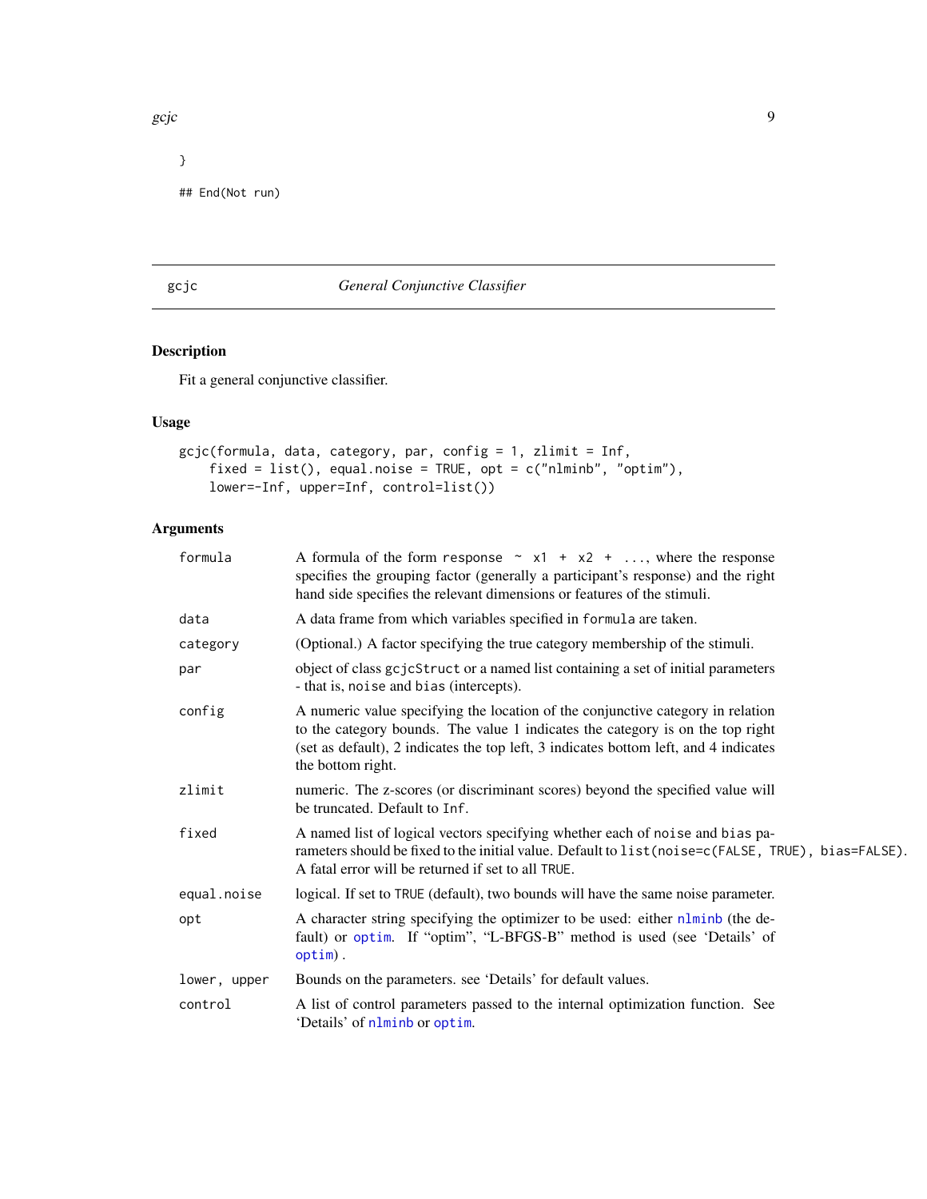```
}

## End(Not run)
```

---

## gcjc — *General Conjunctive Classifier*

### Description

Fit a general conjunctive classifier.

### Usage

```
gcjc(formula, data, category, par, config = 1, zlimit = Inf,
    fixed = list(), equal.noise = TRUE, opt = c("nlminb", "optim"),
    lower=-Inf, upper=Inf, control=list())
```

### Arguments

| | |
|---|---|
| `formula` | A formula of the form `response ~ x1 + x2 + ...`, where the response specifies the grouping factor (generally a participant's response) and the right hand side specifies the relevant dimensions or features of the stimuli. |
| `data` | A data frame from which variables specified in `formula` are taken. |
| `category` | (Optional.) A factor specifying the true category membership of the stimuli. |
| `par` | object of class `gcjcStruct` or a named list containing a set of initial parameters - that is, `noise` and `bias` (intercepts). |
| `config` | A numeric value specifying the location of the conjunctive category in relation to the category bounds. The value 1 indicates the category is on the top right (set as default), 2 indicates the top left, 3 indicates bottom left, and 4 indicates the bottom right. |
| `zlimit` | numeric. The z-scores (or discriminant scores) beyond the specified value will be truncated. Default to `Inf`. |
| `fixed` | A named list of logical vectors specifying whether each of `noise` and `bias` parameters should be fixed to the initial value. Default to `list(noise=c(FALSE, TRUE), bias=FALSE)`. A fatal error will be returned if set to all `TRUE`. |
| `equal.noise` | logical. If set to `TRUE` (default), two bounds will have the same noise parameter. |
| `opt` | A character string specifying the optimizer to be used: either `nlminb` (the default) or `optim`. If "optim", "L-BFGS-B" method is used (see 'Details' of `optim`) . |
| `lower, upper` | Bounds on the parameters. see 'Details' for default values. |
| `control` | A list of control parameters passed to the internal optimization function. See 'Details' of `nlminb` or `optim`. |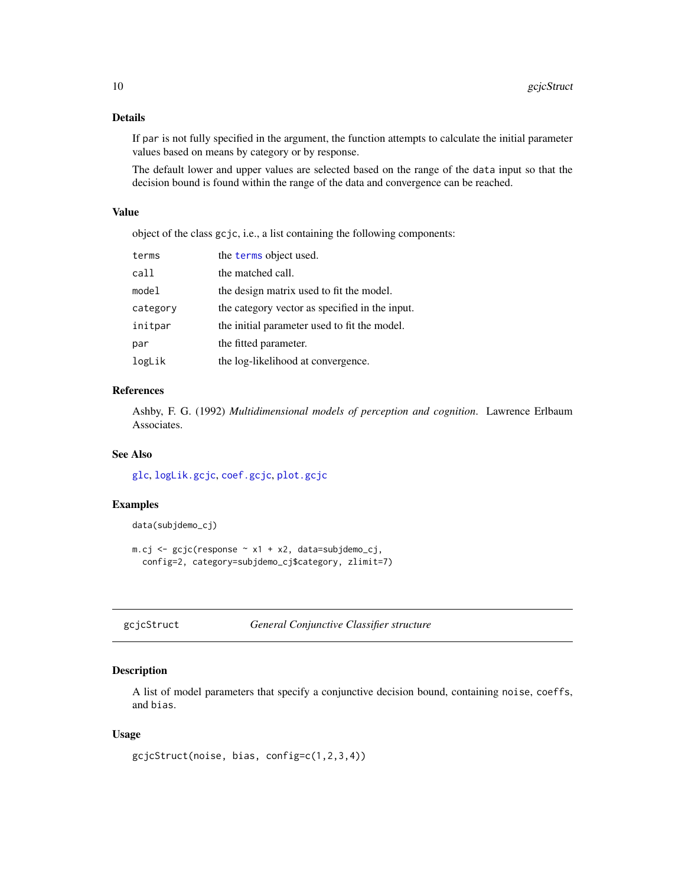### Details

If `par` is not fully specified in the argument, the function attempts to calculate the initial parameter values based on means by category or by response.

The default lower and upper values are selected based on the range of the `data` input so that the decision bound is found within the range of the data and convergence can be reached.

### Value

object of the class `gcjc`, i.e., a list containing the following components:

| | |
|---|---|
| `terms` | the `terms` object used. |
| `call` | the matched call. |
| `model` | the design matrix used to fit the model. |
| `category` | the category vector as specified in the input. |
| `initpar` | the initial parameter used to fit the model. |
| `par` | the fitted parameter. |
| `logLik` | the log-likelihood at convergence. |

### References

Ashby, F. G. (1992) *Multidimensional models of perception and cognition*. Lawrence Erlbaum Associates.

### See Also

`glc`, `logLik.gcjc`, `coef.gcjc`, `plot.gcjc`

### Examples

```
data(subjdemo_cj)

m.cj <- gcjc(response ~ x1 + x2, data=subjdemo_cj,
  config=2, category=subjdemo_cj$category, zlimit=7)
```

---

## gcjcStruct — *General Conjunctive Classifier structure*

### Description

A list of model parameters that specify a conjunctive decision bound, containing `noise`, `coeffs`, and `bias`.

### Usage

```
gcjcStruct(noise, bias, config=c(1,2,3,4))
```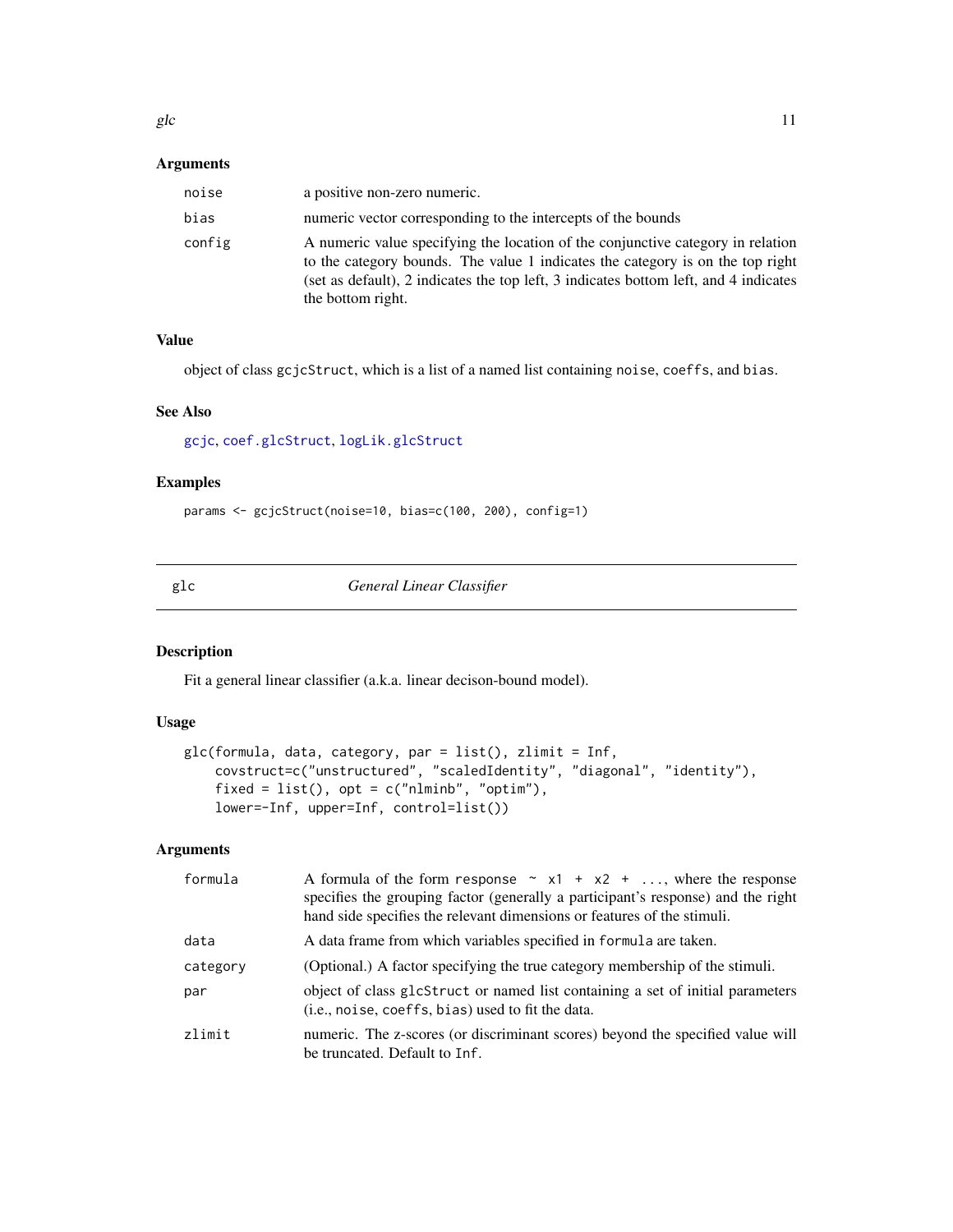### Arguments

| | |
|---|---|
| `noise` | a positive non-zero numeric. |
| `bias` | numeric vector corresponding to the intercepts of the bounds |
| `config` | A numeric value specifying the location of the conjunctive category in relation to the category bounds. The value 1 indicates the category is on the top right (set as default), 2 indicates the top left, 3 indicates bottom left, and 4 indicates the bottom right. |

### Value

object of class `gcjcStruct`, which is a list of a named list containing `noise`, `coeffs`, and `bias`.

### See Also

`gcjc`, `coef.glcStruct`, `logLik.glcStruct`

### Examples

```
params <- gcjcStruct(noise=10, bias=c(100, 200), config=1)
```

---

## glc — *General Linear Classifier*

---

### Description

Fit a general linear classifier (a.k.a. linear decison-bound model).

### Usage

```
glc(formula, data, category, par = list(), zlimit = Inf,
    covstruct=c("unstructured", "scaledIdentity", "diagonal", "identity"),
    fixed = list(), opt = c("nlminb", "optim"),
    lower=-Inf, upper=Inf, control=list())
```

### Arguments

| | |
|---|---|
| `formula` | A formula of the form `response ~ x1 + x2 + ...`, where the response specifies the grouping factor (generally a participant's response) and the right hand side specifies the relevant dimensions or features of the stimuli. |
| `data` | A data frame from which variables specified in `formula` are taken. |
| `category` | (Optional.) A factor specifying the true category membership of the stimuli. |
| `par` | object of class `glcStruct` or named list containing a set of initial parameters (i.e., `noise`, `coeffs`, `bias`) used to fit the data. |
| `zlimit` | numeric. The z-scores (or discriminant scores) beyond the specified value will be truncated. Default to `Inf`. |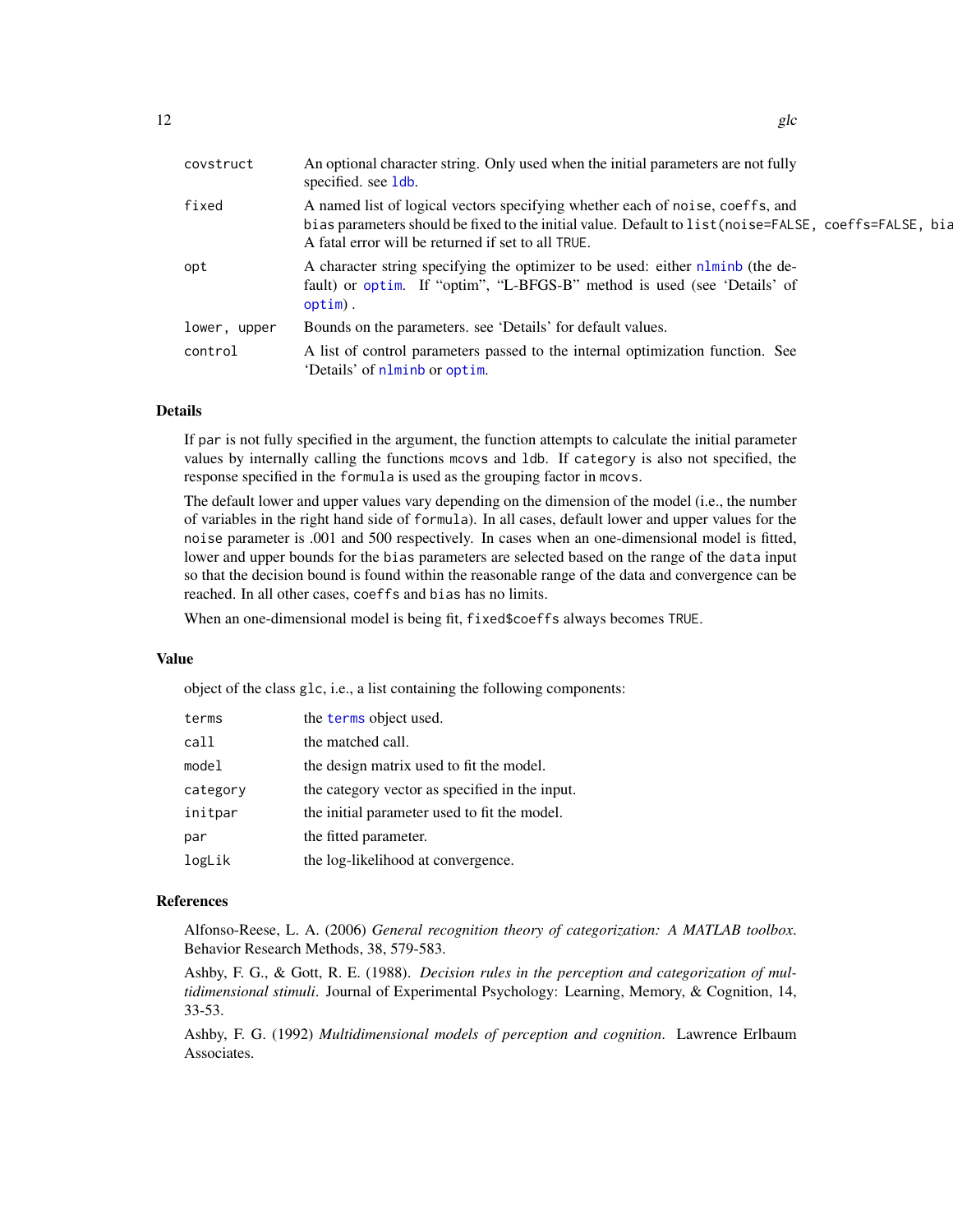| | |
|---|---|
| `covstruct` | An optional character string. Only used when the initial parameters are not fully specified. see `ldb`. |
| `fixed` | A named list of logical vectors specifying whether each of `noise`, `coeffs`, and `bias` parameters should be fixed to the initial value. Default to `list(noise=FALSE, coeffs=FALSE, bia` A fatal error will be returned if set to all `TRUE`. |
| `opt` | A character string specifying the optimizer to be used: either `nlminb` (the default) or `optim`. If "optim", "L-BFGS-B" method is used (see 'Details' of `optim`) . |
| `lower, upper` | Bounds on the parameters. see 'Details' for default values. |
| `control` | A list of control parameters passed to the internal optimization function. See 'Details' of `nlminb` or `optim`. |

## Details

If `par` is not fully specified in the argument, the function attempts to calculate the initial parameter values by internally calling the functions `mcovs` and `ldb`. If `category` is also not specified, the response specified in the `formula` is used as the grouping factor in `mcovs`.

The default lower and upper values vary depending on the dimension of the model (i.e., the number of variables in the right hand side of `formula`). In all cases, default lower and upper values for the `noise` parameter is .001 and 500 respectively. In cases when an one-dimensional model is fitted, lower and upper bounds for the `bias` parameters are selected based on the range of the `data` input so that the decision bound is found within the reasonable range of the data and convergence can be reached. In all other cases, `coeffs` and `bias` has no limits.

When an one-dimensional model is being fit, `fixed$coeffs` always becomes `TRUE`.

## Value

object of the class `glc`, i.e., a list containing the following components:

| | |
|---|---|
| `terms` | the `terms` object used. |
| `call` | the matched call. |
| `model` | the design matrix used to fit the model. |
| `category` | the category vector as specified in the input. |
| `initpar` | the initial parameter used to fit the model. |
| `par` | the fitted parameter. |
| `logLik` | the log-likelihood at convergence. |

## References

Alfonso-Reese, L. A. (2006) *General recognition theory of categorization: A MATLAB toolbox*. Behavior Research Methods, 38, 579-583.

Ashby, F. G., & Gott, R. E. (1988). *Decision rules in the perception and categorization of multidimensional stimuli*. Journal of Experimental Psychology: Learning, Memory, & Cognition, 14, 33-53.

Ashby, F. G. (1992) *Multidimensional models of perception and cognition*. Lawrence Erlbaum Associates.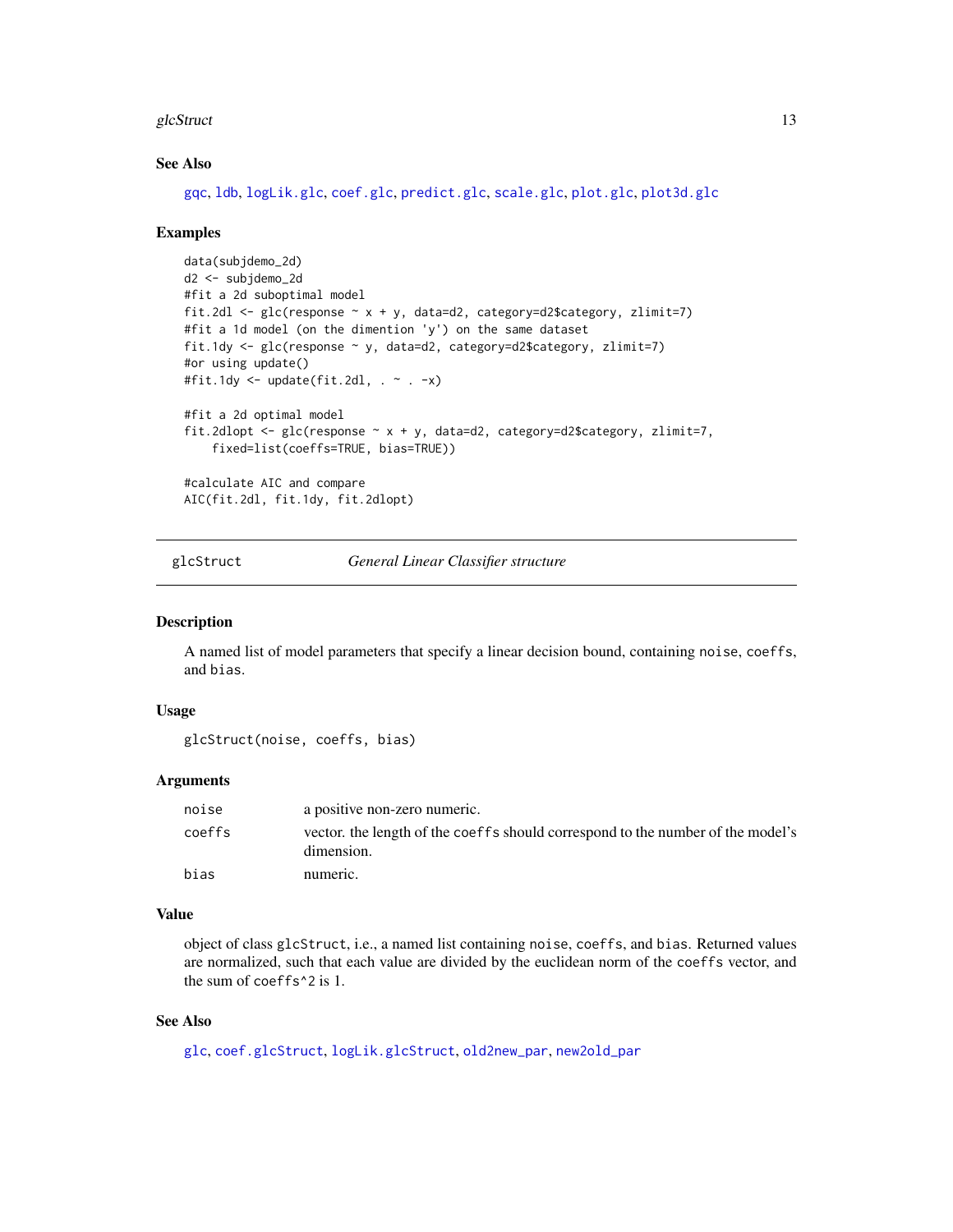### See Also

gqc, ldb, logLik.glc, coef.glc, predict.glc, scale.glc, plot.glc, plot3d.glc

### Examples

```
data(subjdemo_2d)
d2 <- subjdemo_2d
#fit a 2d suboptimal model
fit.2dl <- glc(response ~ x + y, data=d2, category=d2$category, zlimit=7)
#fit a 1d model (on the dimention 'y') on the same dataset
fit.1dy <- glc(response ~ y, data=d2, category=d2$category, zlimit=7)
#or using update()
#fit.1dy <- update(fit.2dl, . ~ . -x)

#fit a 2d optimal model
fit.2dlopt <- glc(response ~ x + y, data=d2, category=d2$category, zlimit=7,
    fixed=list(coeffs=TRUE, bias=TRUE))

#calculate AIC and compare
AIC(fit.2dl, fit.1dy, fit.2dlopt)
```

---

## glcStruct — *General Linear Classifier structure*

### Description

A named list of model parameters that specify a linear decision bound, containing `noise`, `coeffs`, and `bias`.

### Usage

```
glcStruct(noise, coeffs, bias)
```

### Arguments

| | |
|---|---|
| `noise` | a positive non-zero numeric. |
| `coeffs` | vector. the length of the `coeffs` should correspond to the number of the model's dimension. |
| `bias` | numeric. |

### Value

object of class `glcStruct`, i.e., a named list containing `noise`, `coeffs`, and `bias`. Returned values are normalized, such that each value are divided by the euclidean norm of the `coeffs` vector, and the sum of `coeffs^2` is 1.

### See Also

glc, coef.glcStruct, logLik.glcStruct, old2new_par, new2old_par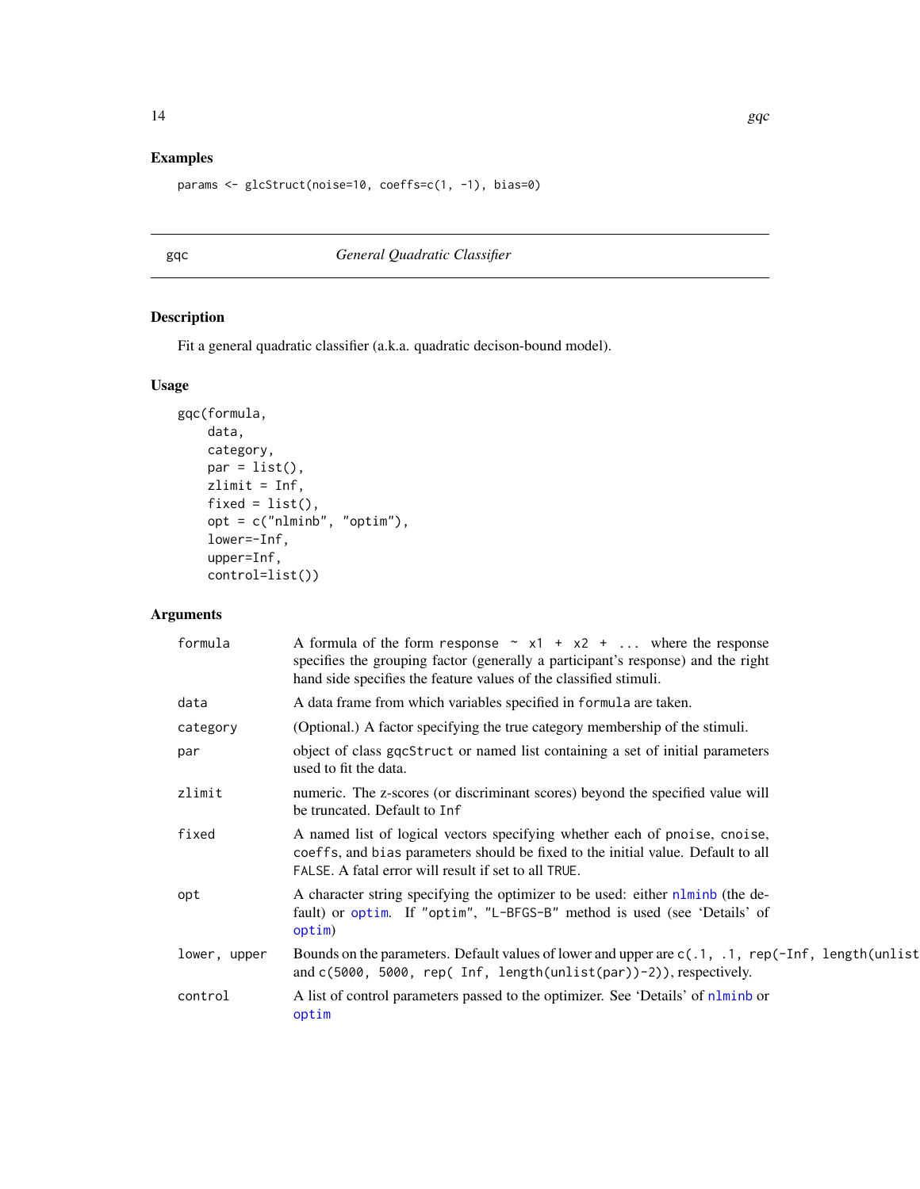## Examples

```
params <- glcStruct(noise=10, coeffs=c(1, -1), bias=0)
```

---

## gqc — *General Quadratic Classifier*

### Description

Fit a general quadratic classifier (a.k.a. quadratic decison-bound model).

### Usage

```
gqc(formula,
    data,
    category,
    par = list(),
    zlimit = Inf,
    fixed = list(),
    opt = c("nlminb", "optim"),
    lower=-Inf,
    upper=Inf,
    control=list())
```

### Arguments

| | |
|---|---|
| formula | A formula of the form `response ~ x1 + x2 + ...` where the response specifies the grouping factor (generally a participant's response) and the right hand side specifies the feature values of the classified stimuli. |
| data | A data frame from which variables specified in `formula` are taken. |
| category | (Optional.) A factor specifying the true category membership of the stimuli. |
| par | object of class `gqcStruct` or named list containing a set of initial parameters used to fit the data. |
| zlimit | numeric. The z-scores (or discriminant scores) beyond the specified value will be truncated. Default to `Inf` |
| fixed | A named list of logical vectors specifying whether each of `pnoise`, `cnoise`, `coeffs`, and `bias` parameters should be fixed to the initial value. Default to all `FALSE`. A fatal error will result if set to all `TRUE`. |
| opt | A character string specifying the optimizer to be used: either `nlminb` (the default) or `optim`. If `"optim"`, `"L-BFGS-B"` method is used (see 'Details' of `optim`) |
| lower, upper | Bounds on the parameters. Default values of lower and upper are `c(.1, .1, rep(-Inf, length(unlist` and `c(5000, 5000, rep( Inf, length(unlist(par))-2))`, respectively. |
| control | A list of control parameters passed to the optimizer. See 'Details' of `nlminb` or `optim` |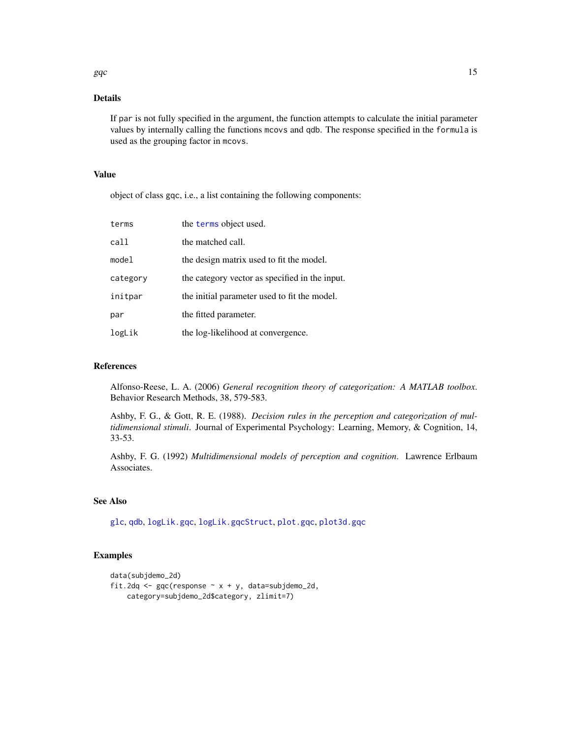## Details

If `par` is not fully specified in the argument, the function attempts to calculate the initial parameter values by internally calling the functions `mcovs` and `qdb`. The response specified in the `formula` is used as the grouping factor in `mcovs`.

## Value

object of class gqc, i.e., a list containing the following components:

| | |
|---|---|
| `terms` | the `terms` object used. |
| `call` | the matched call. |
| `model` | the design matrix used to fit the model. |
| `category` | the category vector as specified in the input. |
| `initpar` | the initial parameter used to fit the model. |
| `par` | the fitted parameter. |
| `logLik` | the log-likelihood at convergence. |

## References

Alfonso-Reese, L. A. (2006) *General recognition theory of categorization: A MATLAB toolbox*. Behavior Research Methods, 38, 579-583.

Ashby, F. G., & Gott, R. E. (1988). *Decision rules in the perception and categorization of multidimensional stimuli*. Journal of Experimental Psychology: Learning, Memory, & Cognition, 14, 33-53.

Ashby, F. G. (1992) *Multidimensional models of perception and cognition*. Lawrence Erlbaum Associates.

## See Also

`glc`, `qdb`, `logLik.gqc`, `logLik.gqcStruct`, `plot.gqc`, `plot3d.gqc`

## Examples

```
data(subjdemo_2d)
fit.2dq <- gqc(response ~ x + y, data=subjdemo_2d,
    category=subjdemo_2d$category, zlimit=7)
```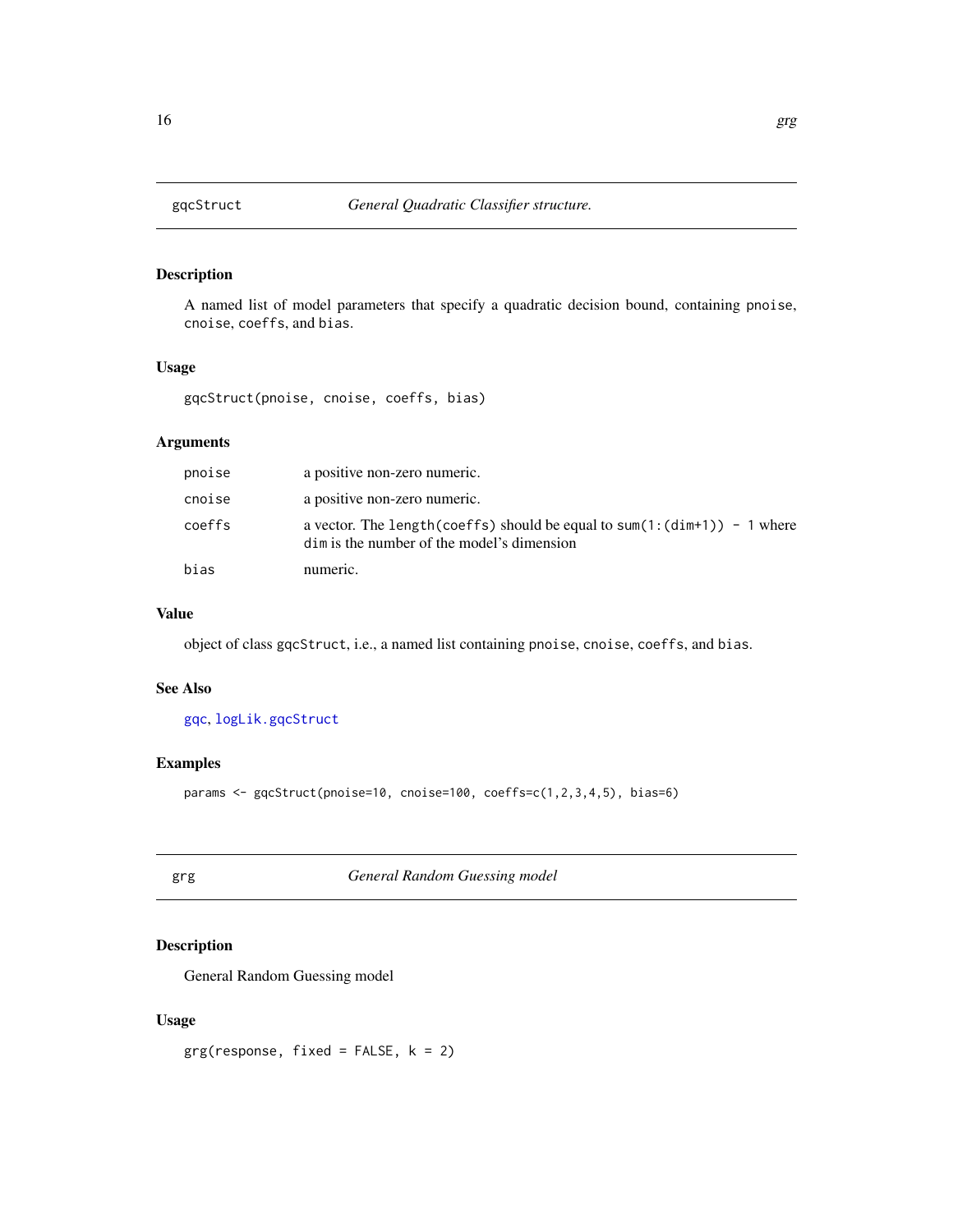## gqcStruct — *General Quadratic Classifier structure.*

### Description

A named list of model parameters that specify a quadratic decision bound, containing `pnoise`, `cnoise`, `coeffs`, and `bias`.

### Usage

```
gqcStruct(pnoise, cnoise, coeffs, bias)
```

### Arguments

| | |
|---|---|
| `pnoise` | a positive non-zero numeric. |
| `cnoise` | a positive non-zero numeric. |
| `coeffs` | a vector. The `length(coeffs)` should be equal to `sum(1:(dim+1)) - 1` where `dim` is the number of the model's dimension |
| `bias` | numeric. |

### Value

object of class `gqcStruct`, i.e., a named list containing `pnoise`, `cnoise`, `coeffs`, and `bias`.

### See Also

`gqc`, `logLik.gqcStruct`

### Examples

```
params <- gqcStruct(pnoise=10, cnoise=100, coeffs=c(1,2,3,4,5), bias=6)
```

## grg — *General Random Guessing model*

### Description

General Random Guessing model

### Usage

```
grg(response, fixed = FALSE, k = 2)
```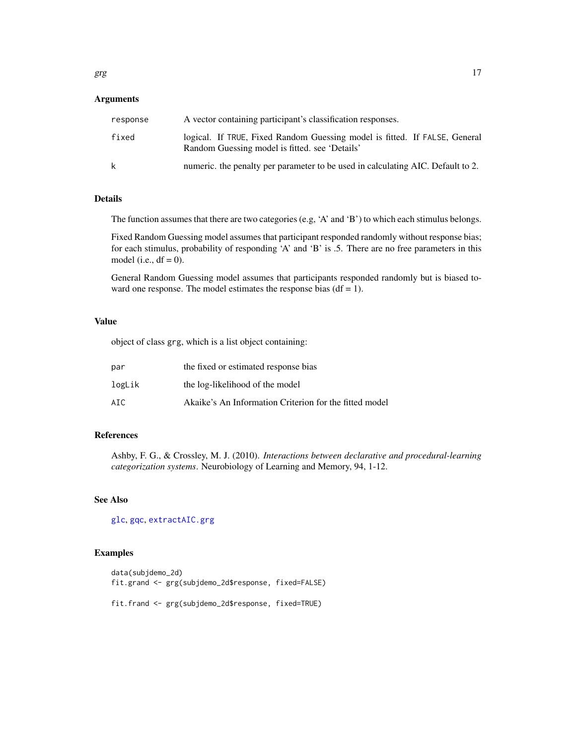### Arguments

| | |
|---|---|
| `response` | A vector containing participant's classification responses. |
| `fixed` | logical. If `TRUE`, Fixed Random Guessing model is fitted. If `FALSE`, General Random Guessing model is fitted. see 'Details' |
| `k` | numeric. the penalty per parameter to be used in calculating AIC. Default to 2. |

### Details

The function assumes that there are two categories (e.g, 'A' and 'B') to which each stimulus belongs.

Fixed Random Guessing model assumes that participant responded randomly without response bias; for each stimulus, probability of responding 'A' and 'B' is .5. There are no free parameters in this model (i.e., df = 0).

General Random Guessing model assumes that participants responded randomly but is biased toward one response. The model estimates the response bias (df = 1).

### Value

object of class `grg`, which is a list object containing:

| | |
|---|---|
| `par` | the fixed or estimated response bias |
| `logLik` | the log-likelihood of the model |
| `AIC` | Akaike's An Information Criterion for the fitted model |

### References

Ashby, F. G., & Crossley, M. J. (2010). *Interactions between declarative and procedural-learning categorization systems*. Neurobiology of Learning and Memory, 94, 1-12.

### See Also

`glc`, `gqc`, `extractAIC.grg`

### Examples

```
data(subjdemo_2d)
fit.grand <- grg(subjdemo_2d$response, fixed=FALSE)

fit.frand <- grg(subjdemo_2d$response, fixed=TRUE)
```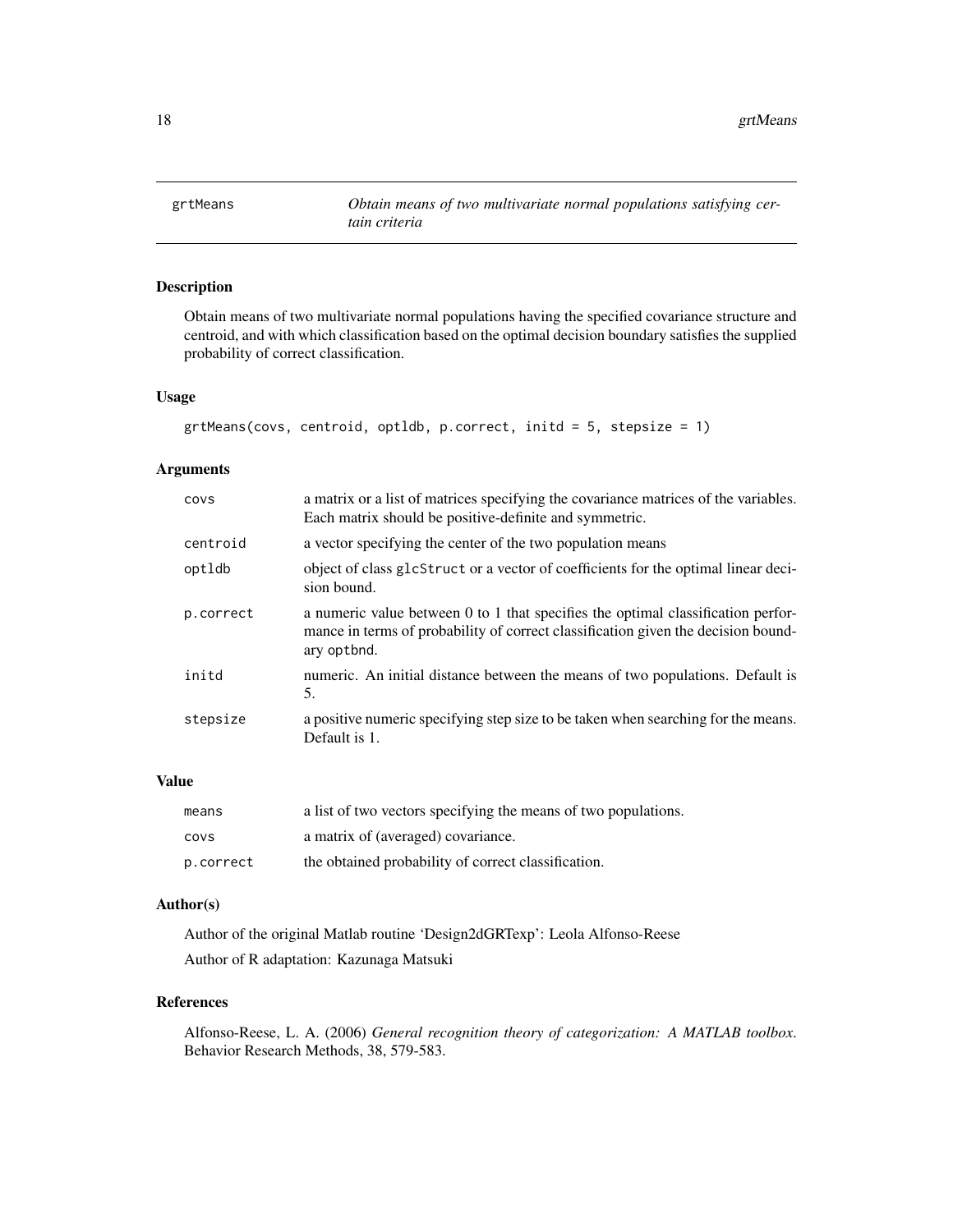# grtMeans

*Obtain means of two multivariate normal populations satisfying certain criteria*

## Description

Obtain means of two multivariate normal populations having the specified covariance structure and centroid, and with which classification based on the optimal decision boundary satisfies the supplied probability of correct classification.

## Usage

```
grtMeans(covs, centroid, optldb, p.correct, initd = 5, stepsize = 1)
```

## Arguments

| | |
|---|---|
| covs | a matrix or a list of matrices specifying the covariance matrices of the variables. Each matrix should be positive-definite and symmetric. |
| centroid | a vector specifying the center of the two population means |
| optldb | object of class `glcStruct` or a vector of coefficients for the optimal linear decision bound. |
| p.correct | a numeric value between 0 to 1 that specifies the optimal classification performance in terms of probability of correct classification given the decision boundary `optbnd`. |
| initd | numeric. An initial distance between the means of two populations. Default is 5. |
| stepsize | a positive numeric specifying step size to be taken when searching for the means. Default is 1. |

## Value

| | |
|---|---|
| means | a list of two vectors specifying the means of two populations. |
| covs | a matrix of (averaged) covariance. |
| p.correct | the obtained probability of correct classification. |

## Author(s)

Author of the original Matlab routine 'Design2dGRTexp': Leola Alfonso-Reese

Author of R adaptation: Kazunaga Matsuki

## References

Alfonso-Reese, L. A. (2006) *General recognition theory of categorization: A MATLAB toolbox*. Behavior Research Methods, 38, 579-583.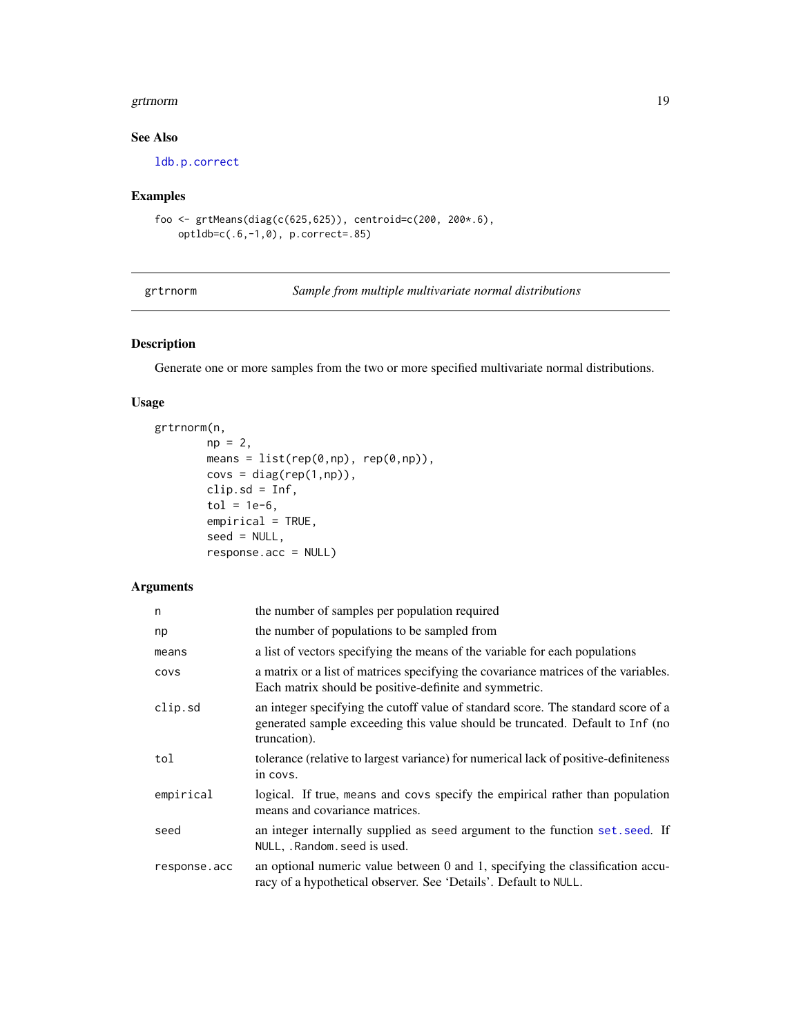## See Also

ldb.p.correct

## Examples

```
foo <- grtMeans(diag(c(625,625)), centroid=c(200, 200*.6),
    optldb=c(.6,-1,0), p.correct=.85)
```

---

# grtrnorm — *Sample from multiple multivariate normal distributions*

## Description

Generate one or more samples from the two or more specified multivariate normal distributions.

## Usage

```
grtrnorm(n,
        np = 2,
        means = list(rep(0,np), rep(0,np)),
        covs = diag(rep(1,np)),
        clip.sd = Inf,
        tol = 1e-6,
        empirical = TRUE,
        seed = NULL,
        response.acc = NULL)
```

## Arguments

| | |
|---|---|
| n | the number of samples per population required |
| np | the number of populations to be sampled from |
| means | a list of vectors specifying the means of the variable for each populations |
| covs | a matrix or a list of matrices specifying the covariance matrices of the variables. Each matrix should be positive-definite and symmetric. |
| clip.sd | an integer specifying the cutoff value of standard score. The standard score of a generated sample exceeding this value should be truncated. Default to Inf (no truncation). |
| tol | tolerance (relative to largest variance) for numerical lack of positive-definiteness in covs. |
| empirical | logical. If true, means and covs specify the empirical rather than population means and covariance matrices. |
| seed | an integer internally supplied as seed argument to the function set.seed. If NULL, .Random.seed is used. |
| response.acc | an optional numeric value between 0 and 1, specifying the classification accuracy of a hypothetical observer. See 'Details'. Default to NULL. |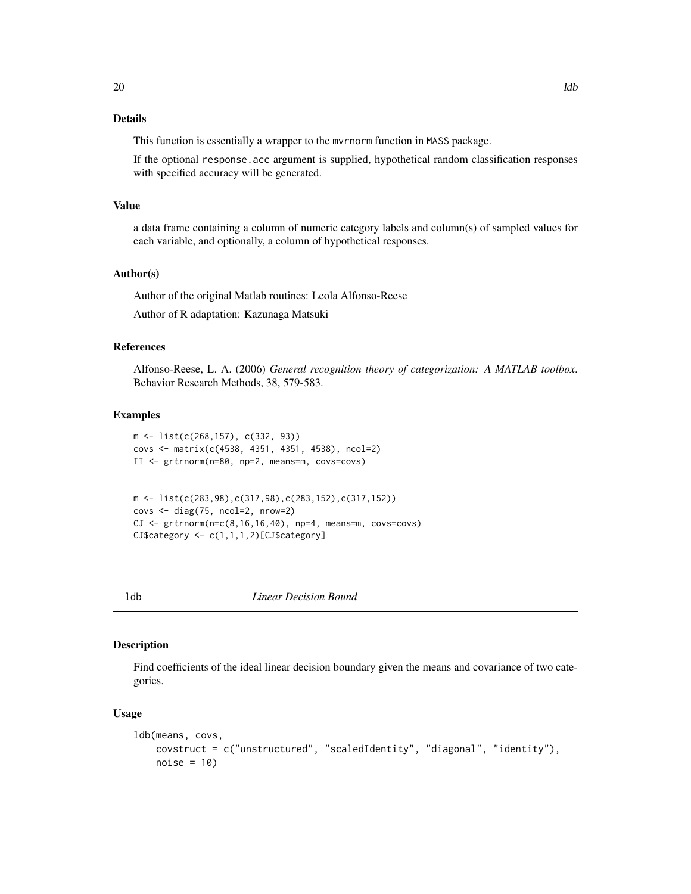### Details

This function is essentially a wrapper to the mvrnorm function in MASS package.

If the optional response.acc argument is supplied, hypothetical random classification responses with specified accuracy will be generated.

### Value

a data frame containing a column of numeric category labels and column(s) of sampled values for each variable, and optionally, a column of hypothetical responses.

### Author(s)

Author of the original Matlab routines: Leola Alfonso-Reese

Author of R adaptation: Kazunaga Matsuki

### References

Alfonso-Reese, L. A. (2006) *General recognition theory of categorization: A MATLAB toolbox*. Behavior Research Methods, 38, 579-583.

### Examples

```
m <- list(c(268,157), c(332, 93))
covs <- matrix(c(4538, 4351, 4351, 4538), ncol=2)
II <- grtrnorm(n=80, np=2, means=m, covs=covs)


m <- list(c(283,98),c(317,98),c(283,152),c(317,152))
covs <- diag(75, ncol=2, nrow=2)
CJ <- grtrnorm(n=c(8,16,16,40), np=4, means=m, covs=covs)
CJ$category <- c(1,1,1,2)[CJ$category]
```

---

## ldb — *Linear Decision Bound*

### Description

Find coefficients of the ideal linear decision boundary given the means and covariance of two categories.

### Usage

```
ldb(means, covs,
    covstruct = c("unstructured", "scaledIdentity", "diagonal", "identity"),
    noise = 10)
```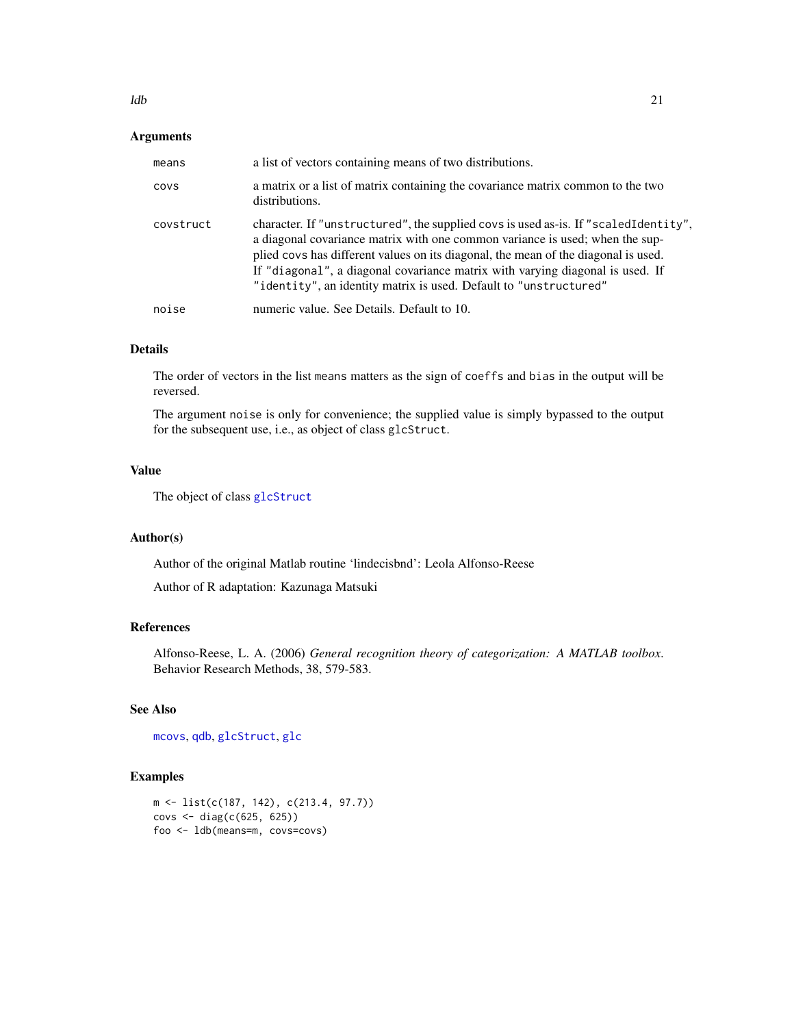### Arguments

| | |
|---|---|
| `means` | a list of vectors containing means of two distributions. |
| `covs` | a matrix or a list of matrix containing the covariance matrix common to the two distributions. |
| `covstruct` | character. If `"unstructured"`, the supplied `covs` is used as-is. If `"scaledIdentity"`, a diagonal covariance matrix with one common variance is used; when the supplied `covs` has different values on its diagonal, the mean of the diagonal is used. If `"diagonal"`, a diagonal covariance matrix with varying diagonal is used. If `"identity"`, an identity matrix is used. Default to `"unstructured"` |
| `noise` | numeric value. See Details. Default to 10. |

### Details

The order of vectors in the list `means` matters as the sign of `coeffs` and `bias` in the output will be reversed.

The argument `noise` is only for convenience; the supplied value is simply bypassed to the output for the subsequent use, i.e., as object of class `glcStruct`.

### Value

The object of class `glcStruct`

### Author(s)

Author of the original Matlab routine 'lindecisbnd': Leola Alfonso-Reese

Author of R adaptation: Kazunaga Matsuki

### References

Alfonso-Reese, L. A. (2006) *General recognition theory of categorization: A MATLAB toolbox*. Behavior Research Methods, 38, 579-583.

### See Also

`mcovs`, `qdb`, `glcStruct`, `glc`

### Examples

```
m <- list(c(187, 142), c(213.4, 97.7))
covs <- diag(c(625, 625))
foo <- ldb(means=m, covs=covs)
```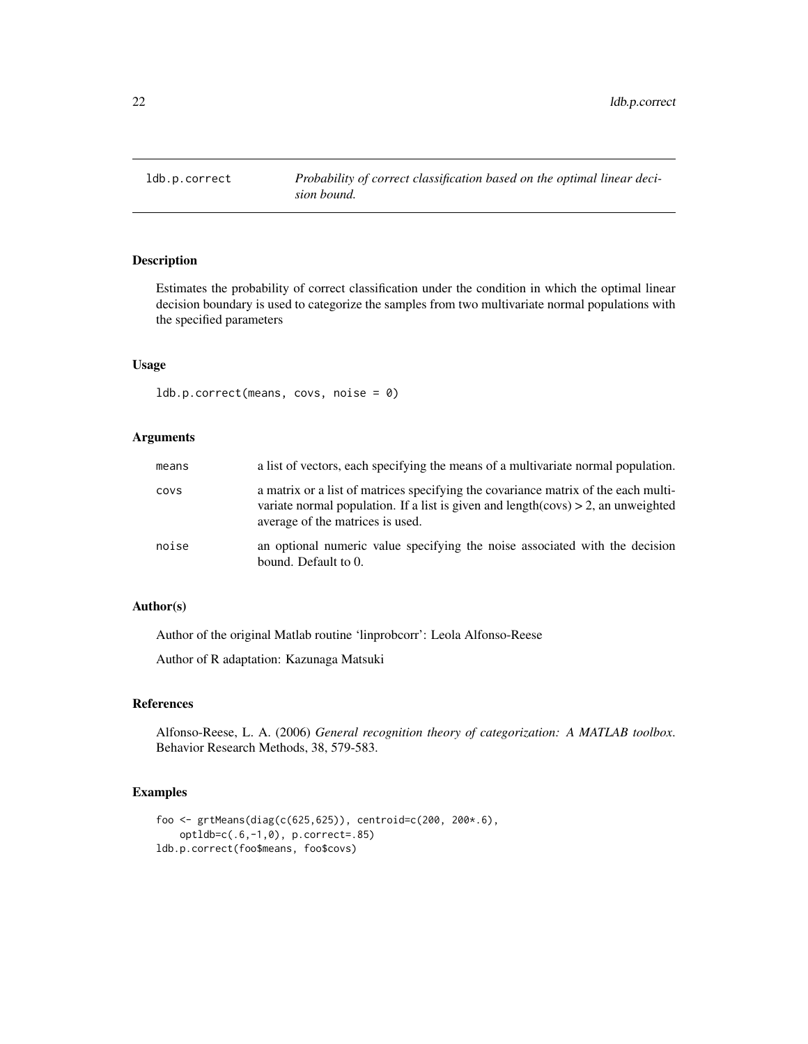`ldb.p.correct` — *Probability of correct classification based on the optimal linear decision bound.*

## Description

Estimates the probability of correct classification under the condition in which the optimal linear decision boundary is used to categorize the samples from two multivariate normal populations with the specified parameters

## Usage

```
ldb.p.correct(means, covs, noise = 0)
```

## Arguments

| | |
|---|---|
| `means` | a list of vectors, each specifying the means of a multivariate normal population. |
| `covs` | a matrix or a list of matrices specifying the covariance matrix of the each multivariate normal population. If a list is given and length(covs) > 2, an unweighted average of the matrices is used. |
| `noise` | an optional numeric value specifying the noise associated with the decision bound. Default to 0. |

## Author(s)

Author of the original Matlab routine 'linprobcorr': Leola Alfonso-Reese

Author of R adaptation: Kazunaga Matsuki

## References

Alfonso-Reese, L. A. (2006) *General recognition theory of categorization: A MATLAB toolbox*. Behavior Research Methods, 38, 579-583.

## Examples

```
foo <- grtMeans(diag(c(625,625)), centroid=c(200, 200*.6),
    optldb=c(.6,-1,0), p.correct=.85)
ldb.p.correct(foo$means, foo$covs)
```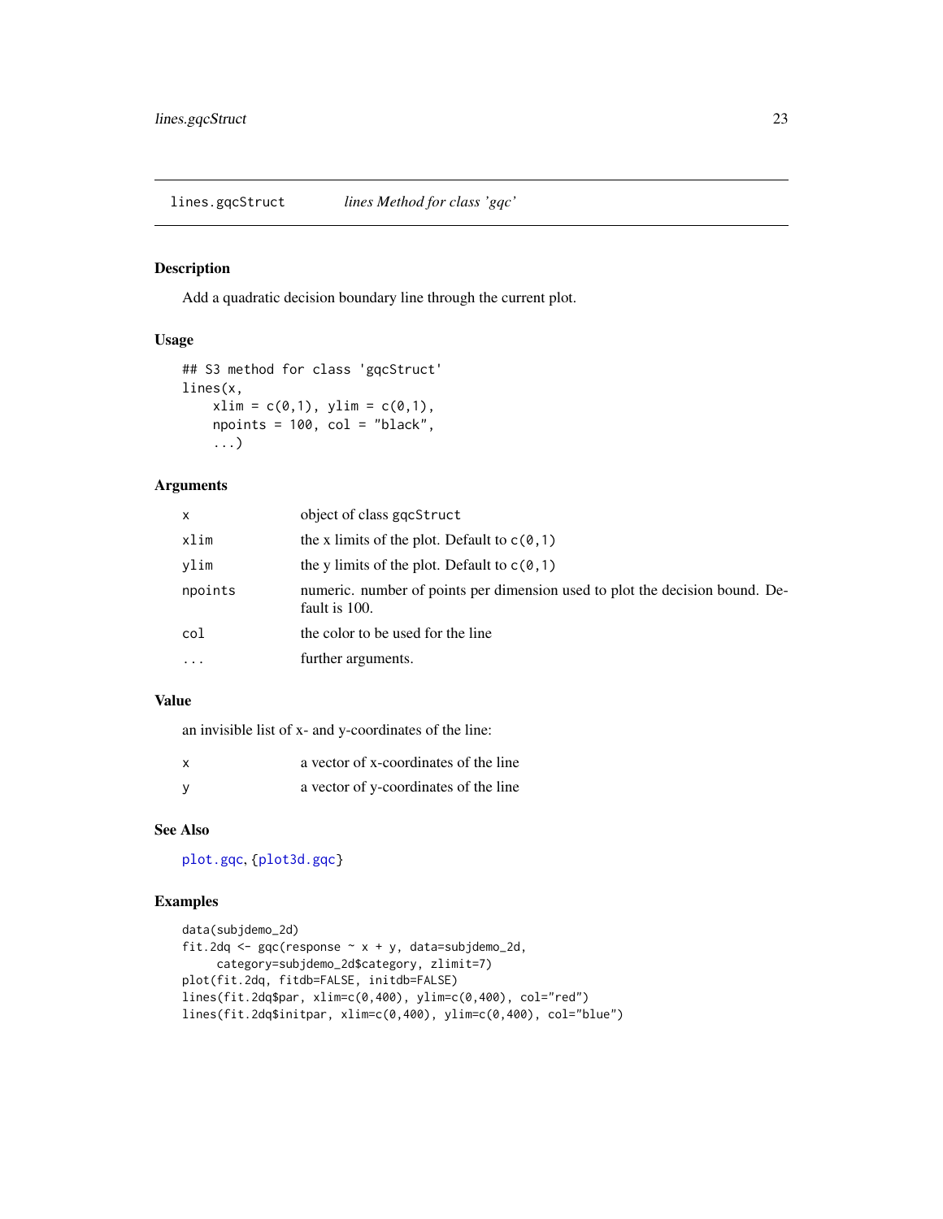## lines.gqcStruct — *lines Method for class 'gqc'*

### Description

Add a quadratic decision boundary line through the current plot.

### Usage

```
## S3 method for class 'gqcStruct'
lines(x,
    xlim = c(0,1), ylim = c(0,1),
    npoints = 100, col = "black",
    ...)
```

### Arguments

| | |
|---|---|
| x | object of class gqcStruct |
| xlim | the x limits of the plot. Default to c(0,1) |
| ylim | the y limits of the plot. Default to c(0,1) |
| npoints | numeric. number of points per dimension used to plot the decision bound. Default is 100. |
| col | the color to be used for the line |
| ... | further arguments. |

### Value

an invisible list of x- and y-coordinates of the line:

| | |
|---|---|
| x | a vector of x-coordinates of the line |
| y | a vector of y-coordinates of the line |

### See Also

plot.gqc, {plot3d.gqc}

### Examples

```
data(subjdemo_2d)
fit.2dq <- gqc(response ~ x + y, data=subjdemo_2d,
     category=subjdemo_2d$category, zlimit=7)
plot(fit.2dq, fitdb=FALSE, initdb=FALSE)
lines(fit.2dq$par, xlim=c(0,400), ylim=c(0,400), col="red")
lines(fit.2dq$initpar, xlim=c(0,400), ylim=c(0,400), col="blue")
```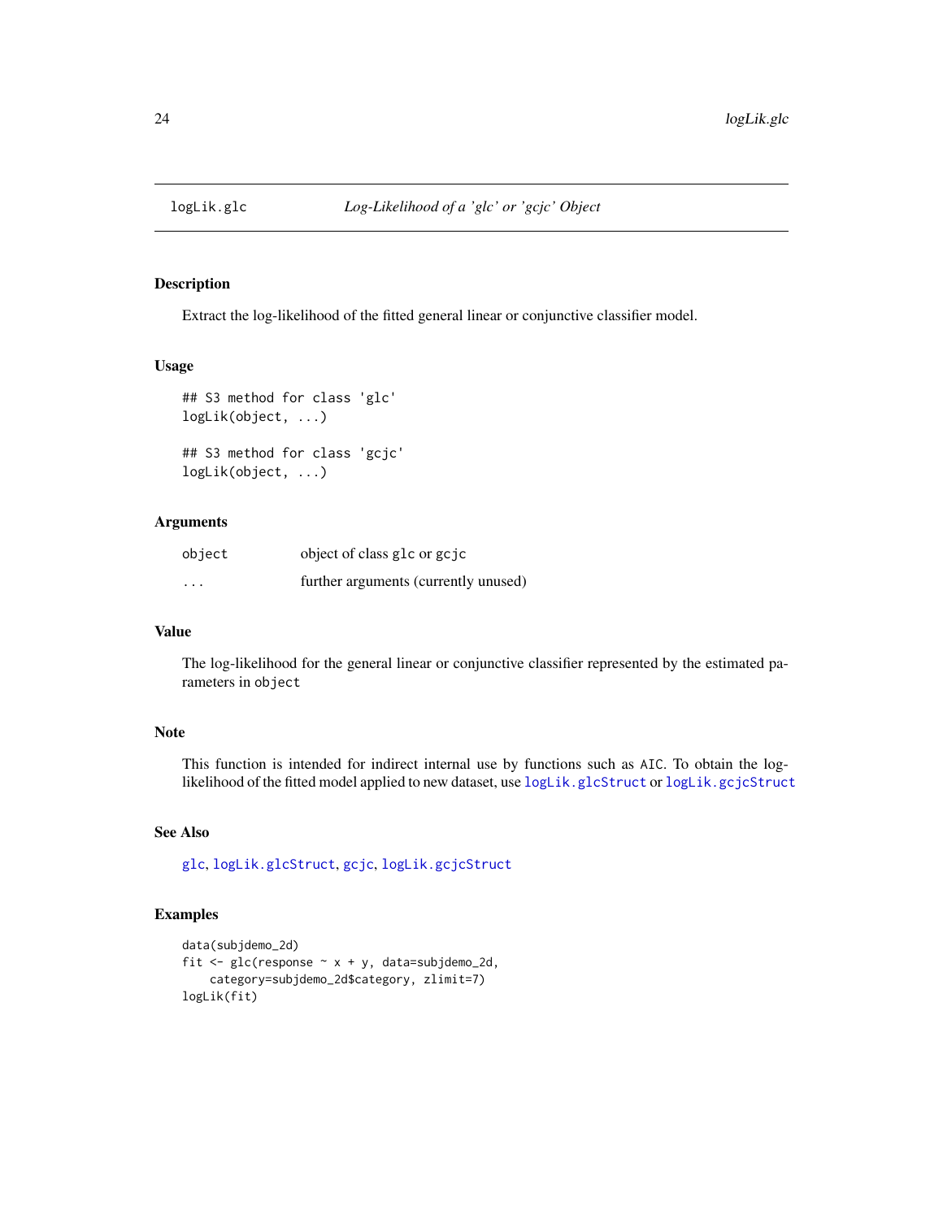logLik.glc *Log-Likelihood of a 'glc' or 'gcjc' Object*

## Description

Extract the log-likelihood of the fitted general linear or conjunctive classifier model.

## Usage

```
## S3 method for class 'glc'
logLik(object, ...)

## S3 method for class 'gcjc'
logLik(object, ...)
```

## Arguments

| | |
|---|---|
| object | object of class glc or gcjc |
| ... | further arguments (currently unused) |

## Value

The log-likelihood for the general linear or conjunctive classifier represented by the estimated parameters in `object`

## Note

This function is intended for indirect internal use by functions such as AIC. To obtain the log-likelihood of the fitted model applied to new dataset, use `logLik.glcStruct` or `logLik.gcjcStruct`

## See Also

`glc`, `logLik.glcStruct`, `gcjc`, `logLik.gcjcStruct`

## Examples

```
data(subjdemo_2d)
fit <- glc(response ~ x + y, data=subjdemo_2d,
    category=subjdemo_2d$category, zlimit=7)
logLik(fit)
```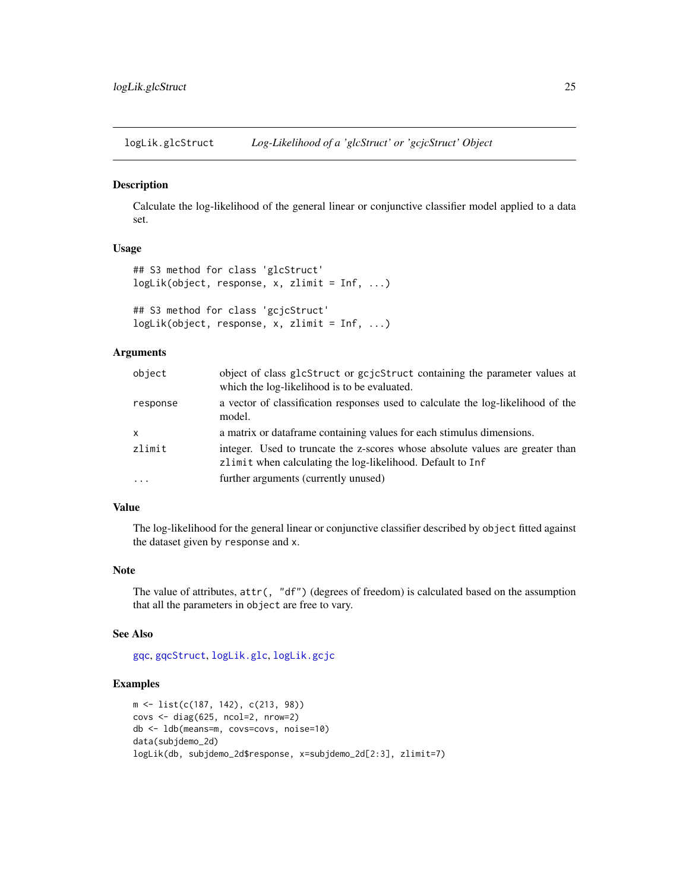# logLik.glcStruct — *Log-Likelihood of a 'glcStruct' or 'gcjcStruct' Object*

## Description

Calculate the log-likelihood of the general linear or conjunctive classifier model applied to a data set.

## Usage

```
## S3 method for class 'glcStruct'
logLik(object, response, x, zlimit = Inf, ...)

## S3 method for class 'gcjcStruct'
logLik(object, response, x, zlimit = Inf, ...)
```

## Arguments

| | |
|---|---|
| `object` | object of class `glcStruct` or `gcjcStruct` containing the parameter values at which the log-likelihood is to be evaluated. |
| `response` | a vector of classification responses used to calculate the log-likelihood of the model. |
| `x` | a matrix or dataframe containing values for each stimulus dimensions. |
| `zlimit` | integer. Used to truncate the z-scores whose absolute values are greater than `zlimit` when calculating the log-likelihood. Default to `Inf` |
| `...` | further arguments (currently unused) |

## Value

The log-likelihood for the general linear or conjunctive classifier described by `object` fitted against the dataset given by `response` and `x`.

## Note

The value of attributes, `attr(, "df")` (degrees of freedom) is calculated based on the assumption that all the parameters in `object` are free to vary.

## See Also

`gqc`, `gqcStruct`, `logLik.glc`, `logLik.gcjc`

## Examples

```
m <- list(c(187, 142), c(213, 98))
covs <- diag(625, ncol=2, nrow=2)
db <- ldb(means=m, covs=covs, noise=10)
data(subjdemo_2d)
logLik(db, subjdemo_2d$response, x=subjdemo_2d[2:3], zlimit=7)
```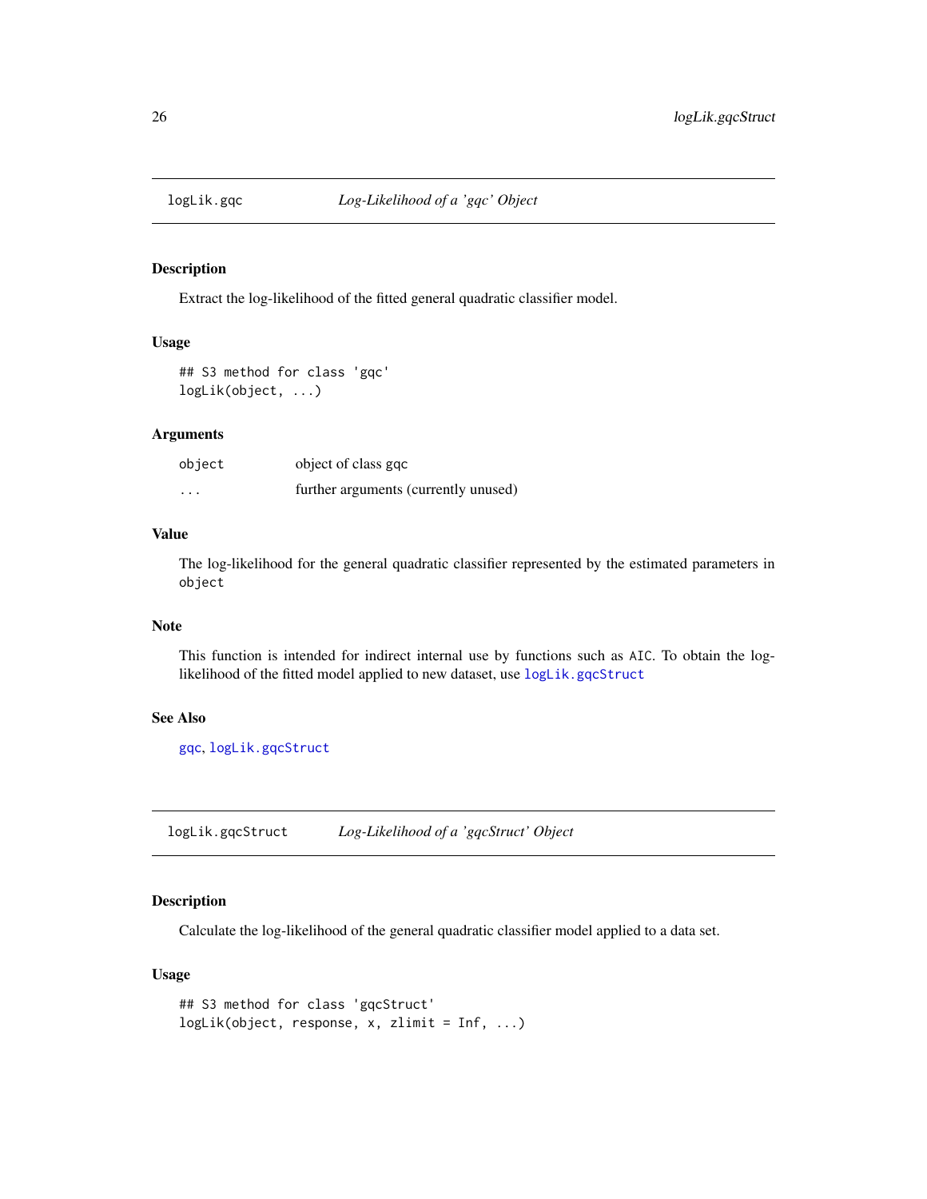## logLik.gqc — *Log-Likelihood of a 'gqc' Object*

### Description

Extract the log-likelihood of the fitted general quadratic classifier model.

### Usage

```
## S3 method for class 'gqc'
logLik(object, ...)
```

### Arguments

| | |
|---|---|
| `object` | object of class gqc |
| `...` | further arguments (currently unused) |

### Value

The log-likelihood for the general quadratic classifier represented by the estimated parameters in `object`

### Note

This function is intended for indirect internal use by functions such as `AIC`. To obtain the log-likelihood of the fitted model applied to new dataset, use `logLik.gqcStruct`

### See Also

`gqc`, `logLik.gqcStruct`

## logLik.gqcStruct — *Log-Likelihood of a 'gqcStruct' Object*

### Description

Calculate the log-likelihood of the general quadratic classifier model applied to a data set.

### Usage

```
## S3 method for class 'gqcStruct'
logLik(object, response, x, zlimit = Inf, ...)
```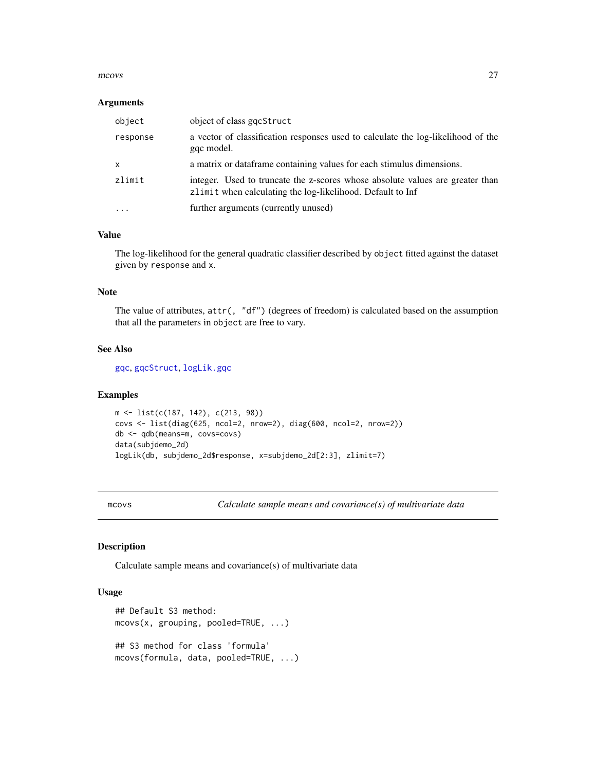### Arguments

| | |
|---|---|
| `object` | object of class `gqcStruct` |
| `response` | a vector of classification responses used to calculate the log-likelihood of the gqc model. |
| `x` | a matrix or dataframe containing values for each stimulus dimensions. |
| `zlimit` | integer. Used to truncate the z-scores whose absolute values are greater than `zlimit` when calculating the log-likelihood. Default to Inf |
| `...` | further arguments (currently unused) |

### Value

The log-likelihood for the general quadratic classifier described by `object` fitted against the dataset given by `response` and `x`.

### Note

The value of attributes, `attr(, "df")` (degrees of freedom) is calculated based on the assumption that all the parameters in `object` are free to vary.

### See Also

`gqc`, `gqcStruct`, `logLik.gqc`

### Examples

```
m <- list(c(187, 142), c(213, 98))
covs <- list(diag(625, ncol=2, nrow=2), diag(600, ncol=2, nrow=2))
db <- qdb(means=m, covs=covs)
data(subjdemo_2d)
logLik(db, subjdemo_2d$response, x=subjdemo_2d[2:3], zlimit=7)
```

---

## mcovs — *Calculate sample means and covariance(s) of multivariate data*

### Description

Calculate sample means and covariance(s) of multivariate data

### Usage

```
## Default S3 method:
mcovs(x, grouping, pooled=TRUE, ...)

## S3 method for class 'formula'
mcovs(formula, data, pooled=TRUE, ...)
```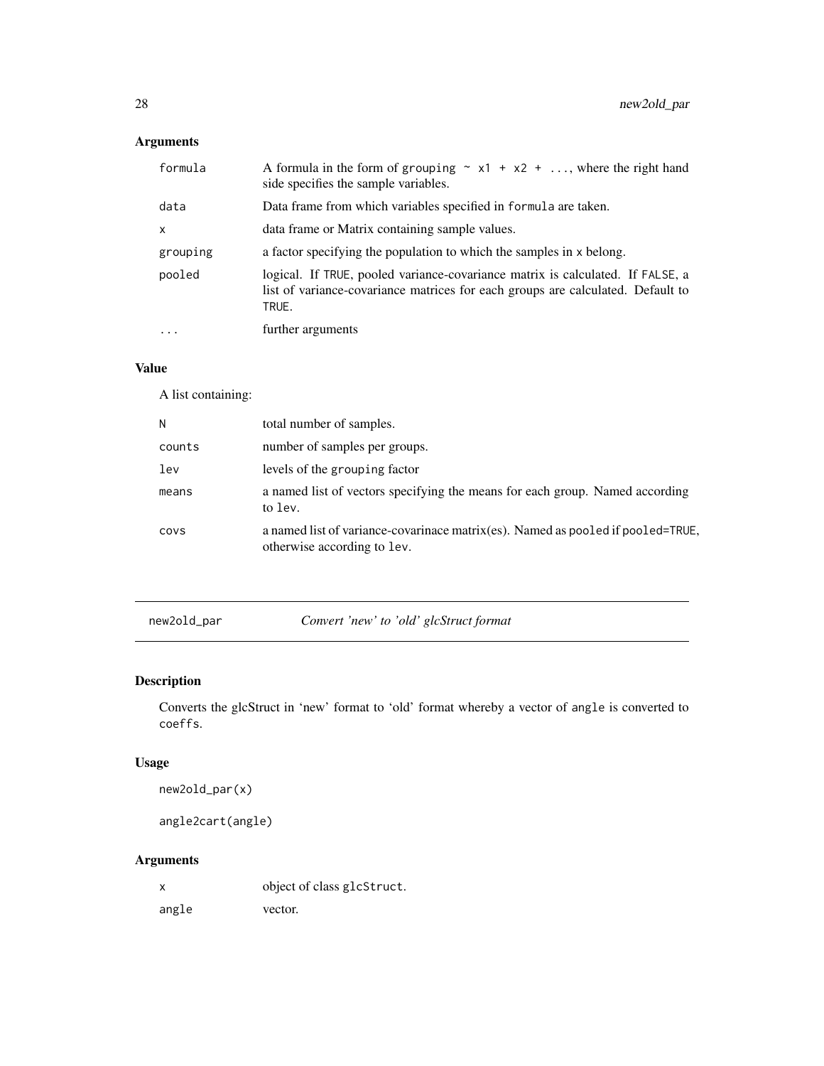### Arguments

| | |
|---|---|
| `formula` | A formula in the form of `grouping ~ x1 + x2 + ...`, where the right hand side specifies the sample variables. |
| `data` | Data frame from which variables specified in `formula` are taken. |
| `x` | data frame or Matrix containing sample values. |
| `grouping` | a factor specifying the population to which the samples in `x` belong. |
| `pooled` | logical. If `TRUE`, pooled variance-covariance matrix is calculated. If `FALSE`, a list of variance-covariance matrices for each groups are calculated. Default to `TRUE`. |
| `...` | further arguments |

### Value

A list containing:

| | |
|---|---|
| `N` | total number of samples. |
| `counts` | number of samples per groups. |
| `lev` | levels of the `grouping` factor |
| `means` | a named list of vectors specifying the means for each group. Named according to `lev`. |
| `covs` | a named list of variance-covarinace matrix(es). Named as `pooled` if `pooled=TRUE`, otherwise according to `lev`. |

---

## new2old_par — *Convert 'new' to 'old' glcStruct format*

### Description

Converts the glcStruct in 'new' format to 'old' format whereby a vector of `angle` is converted to `coeffs`.

### Usage

```
new2old_par(x)

angle2cart(angle)
```

### Arguments

| | |
|---|---|
| `x` | object of class `glcStruct`. |
| `angle` | vector. |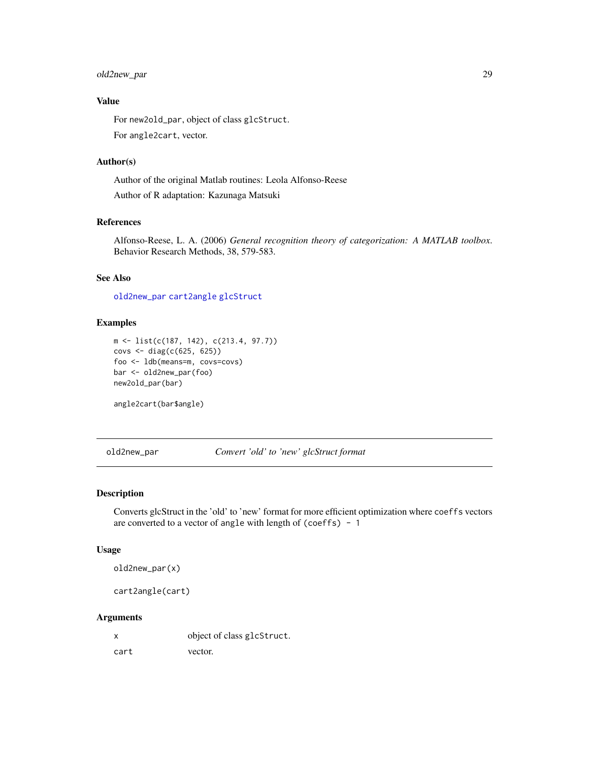### Value

For `new2old_par`, object of class `glcStruct`.

For `angle2cart`, vector.

### Author(s)

Author of the original Matlab routines: Leola Alfonso-Reese

Author of R adaptation: Kazunaga Matsuki

### References

Alfonso-Reese, L. A. (2006) *General recognition theory of categorization: A MATLAB toolbox*. Behavior Research Methods, 38, 579-583.

### See Also

`old2new_par` `cart2angle` `glcStruct`

### Examples

```
m <- list(c(187, 142), c(213.4, 97.7))
covs <- diag(c(625, 625))
foo <- ldb(means=m, covs=covs)
bar <- old2new_par(foo)
new2old_par(bar)

angle2cart(bar$angle)
```

---

## old2new_par *Convert 'old' to 'new' glcStruct format*

### Description

Converts glcStruct in the 'old' to 'new' format for more efficient optimization where `coeffs` vectors are converted to a vector of `angle` with length of `(coeffs) - 1`

### Usage

```
old2new_par(x)

cart2angle(cart)
```

### Arguments

| | |
|---|---|
| `x` | object of class `glcStruct`. |
| `cart` | vector. |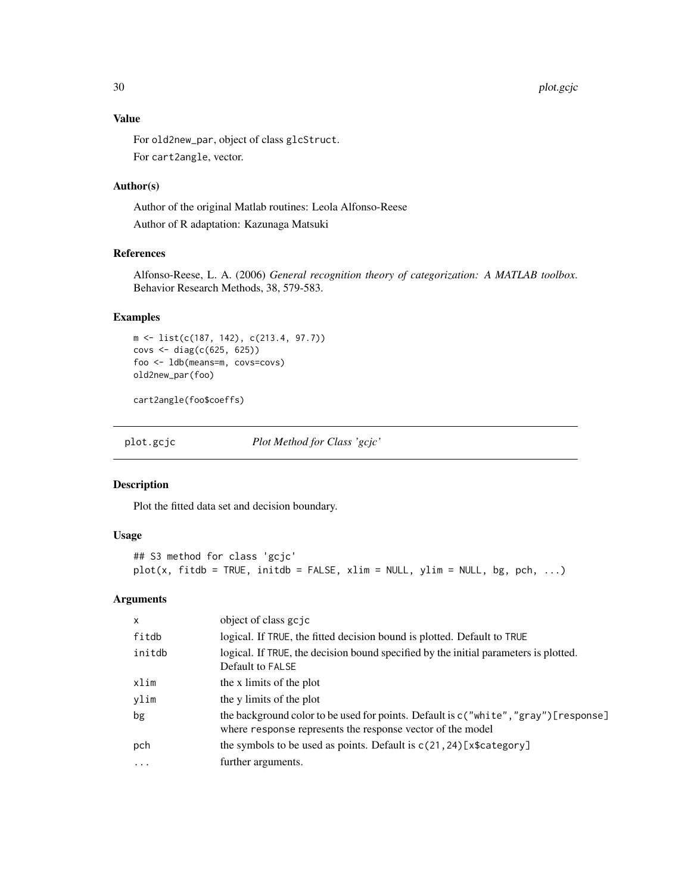### Value

For `old2new_par`, object of class `glcStruct`.

For `cart2angle`, vector.

### Author(s)

Author of the original Matlab routines: Leola Alfonso-Reese

Author of R adaptation: Kazunaga Matsuki

### References

Alfonso-Reese, L. A. (2006) *General recognition theory of categorization: A MATLAB toolbox*. Behavior Research Methods, 38, 579-583.

### Examples

```
m <- list(c(187, 142), c(213.4, 97.7))
covs <- diag(c(625, 625))
foo <- ldb(means=m, covs=covs)
old2new_par(foo)

cart2angle(foo$coeffs)
```

---

## plot.gcjc — *Plot Method for Class 'gcjc'*

---

### Description

Plot the fitted data set and decision boundary.

### Usage

```
## S3 method for class 'gcjc'
plot(x, fitdb = TRUE, initdb = FALSE, xlim = NULL, ylim = NULL, bg, pch, ...)
```

### Arguments

| | |
|---|---|
| `x` | object of class `gcjc` |
| `fitdb` | logical. If `TRUE`, the fitted decision bound is plotted. Default to `TRUE` |
| `initdb` | logical. If `TRUE`, the decision bound specified by the initial parameters is plotted. Default to `FALSE` |
| `xlim` | the x limits of the plot |
| `ylim` | the y limits of the plot |
| `bg` | the background color to be used for points. Default is `c("white","gray")[response]` where `response` represents the response vector of the model |
| `pch` | the symbols to be used as points. Default is `c(21,24)[x$category]` |
| `...` | further arguments. |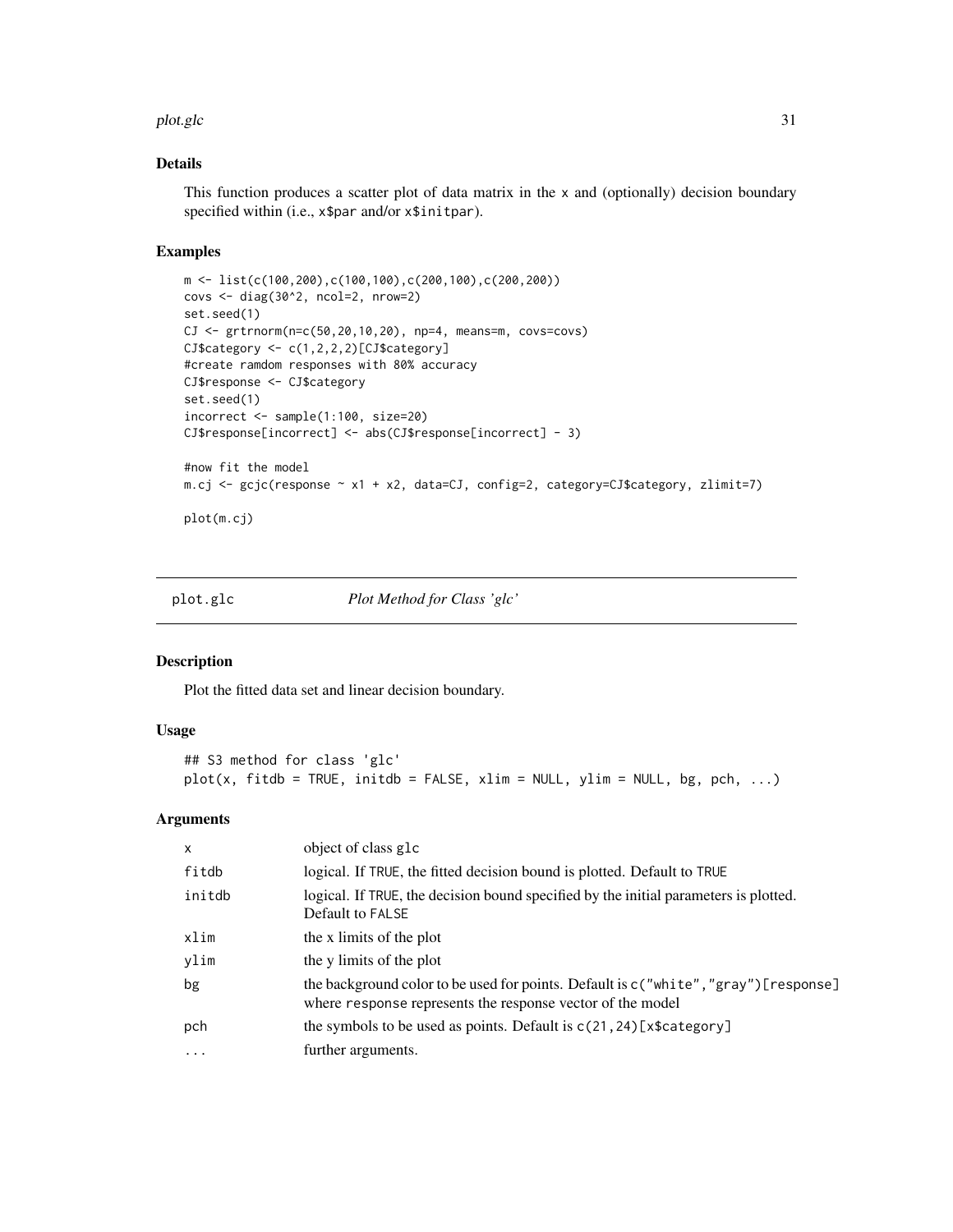## Details

This function produces a scatter plot of data matrix in the x and (optionally) decision boundary specified within (i.e., x$par and/or x$initpar).

## Examples

```
m <- list(c(100,200),c(100,100),c(200,100),c(200,200))
covs <- diag(30^2, ncol=2, nrow=2)
set.seed(1)
CJ <- grtrnorm(n=c(50,20,10,20), np=4, means=m, covs=covs)
CJ$category <- c(1,2,2,2)[CJ$category]
#create ramdom responses with 80% accuracy
CJ$response <- CJ$category
set.seed(1)
incorrect <- sample(1:100, size=20)
CJ$response[incorrect] <- abs(CJ$response[incorrect] - 3)

#now fit the model
m.cj <- gcjc(response ~ x1 + x2, data=CJ, config=2, category=CJ$category, zlimit=7)

plot(m.cj)
```

---

# plot.glc — *Plot Method for Class 'glc'*

## Description

Plot the fitted data set and linear decision boundary.

## Usage

```
## S3 method for class 'glc'
plot(x, fitdb = TRUE, initdb = FALSE, xlim = NULL, ylim = NULL, bg, pch, ...)
```

## Arguments

| | |
|---|---|
| x | object of class glc |
| fitdb | logical. If TRUE, the fitted decision bound is plotted. Default to TRUE |
| initdb | logical. If TRUE, the decision bound specified by the initial parameters is plotted. Default to FALSE |
| xlim | the x limits of the plot |
| ylim | the y limits of the plot |
| bg | the background color to be used for points. Default is c("white","gray")[response] where response represents the response vector of the model |
| pch | the symbols to be used as points. Default is c(21,24)[x$category] |
| ... | further arguments. |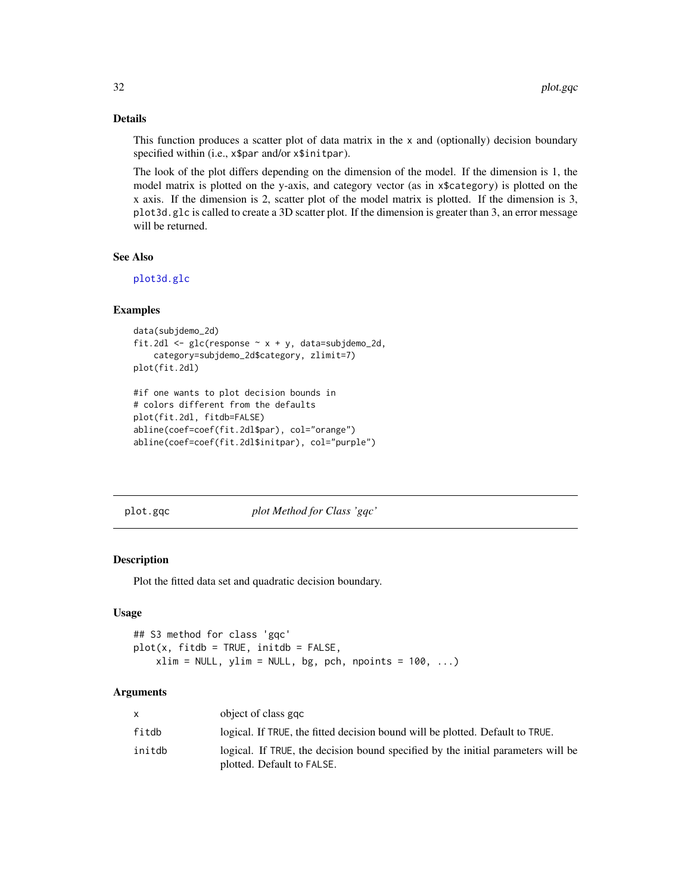## Details

This function produces a scatter plot of data matrix in the `x` and (optionally) decision boundary specified within (i.e., `x$par` and/or `x$initpar`).

The look of the plot differs depending on the dimension of the model. If the dimension is 1, the model matrix is plotted on the y-axis, and category vector (as in `x$category`) is plotted on the x axis. If the dimension is 2, scatter plot of the model matrix is plotted. If the dimension is 3, `plot3d.glc` is called to create a 3D scatter plot. If the dimension is greater than 3, an error message will be returned.

## See Also

`plot3d.glc`

## Examples

```
data(subjdemo_2d)
fit.2dl <- glc(response ~ x + y, data=subjdemo_2d,
    category=subjdemo_2d$category, zlimit=7)
plot(fit.2dl)

#if one wants to plot decision bounds in
# colors different from the defaults
plot(fit.2dl, fitdb=FALSE)
abline(coef=coef(fit.2dl$par), col="orange")
abline(coef=coef(fit.2dl$initpar), col="purple")
```

---

# plot.gqc — *plot Method for Class 'gqc'*

## Description

Plot the fitted data set and quadratic decision boundary.

## Usage

```
## S3 method for class 'gqc'
plot(x, fitdb = TRUE, initdb = FALSE,
    xlim = NULL, ylim = NULL, bg, pch, npoints = 100, ...)
```

## Arguments

| | |
|---|---|
| `x` | object of class gqc |
| `fitdb` | logical. If `TRUE`, the fitted decision bound will be plotted. Default to `TRUE`. |
| `initdb` | logical. If `TRUE`, the decision bound specified by the initial parameters will be plotted. Default to `FALSE`. |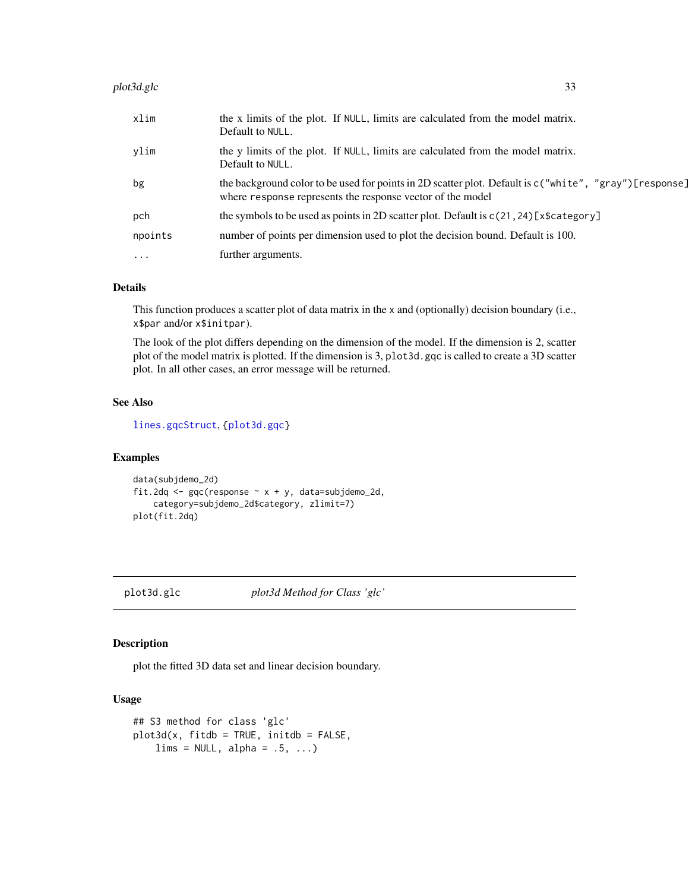| | |
|---|---|
| xlim | the x limits of the plot. If NULL, limits are calculated from the model matrix. Default to NULL. |
| ylim | the y limits of the plot. If NULL, limits are calculated from the model matrix. Default to NULL. |
| bg | the background color to be used for points in 2D scatter plot. Default is c("white", "gray")[response] where response represents the response vector of the model |
| pch | the symbols to be used as points in 2D scatter plot. Default is c(21,24)[x$category] |
| npoints | number of points per dimension used to plot the decision bound. Default is 100. |
| ... | further arguments. |

### Details

This function produces a scatter plot of data matrix in the x and (optionally) decision boundary (i.e., x$par and/or x$initpar).

The look of the plot differs depending on the dimension of the model. If the dimension is 2, scatter plot of the model matrix is plotted. If the dimension is 3, plot3d.gqc is called to create a 3D scatter plot. In all other cases, an error message will be returned.

### See Also

lines.gqcStruct, {plot3d.gqc}

### Examples

```
data(subjdemo_2d)
fit.2dq <- gqc(response ~ x + y, data=subjdemo_2d,
    category=subjdemo_2d$category, zlimit=7)
plot(fit.2dq)
```

---

## plot3d.glc — *plot3d Method for Class 'glc'*

### Description

plot the fitted 3D data set and linear decision boundary.

### Usage

```
## S3 method for class 'glc'
plot3d(x, fitdb = TRUE, initdb = FALSE,
    lims = NULL, alpha = .5, ...)
```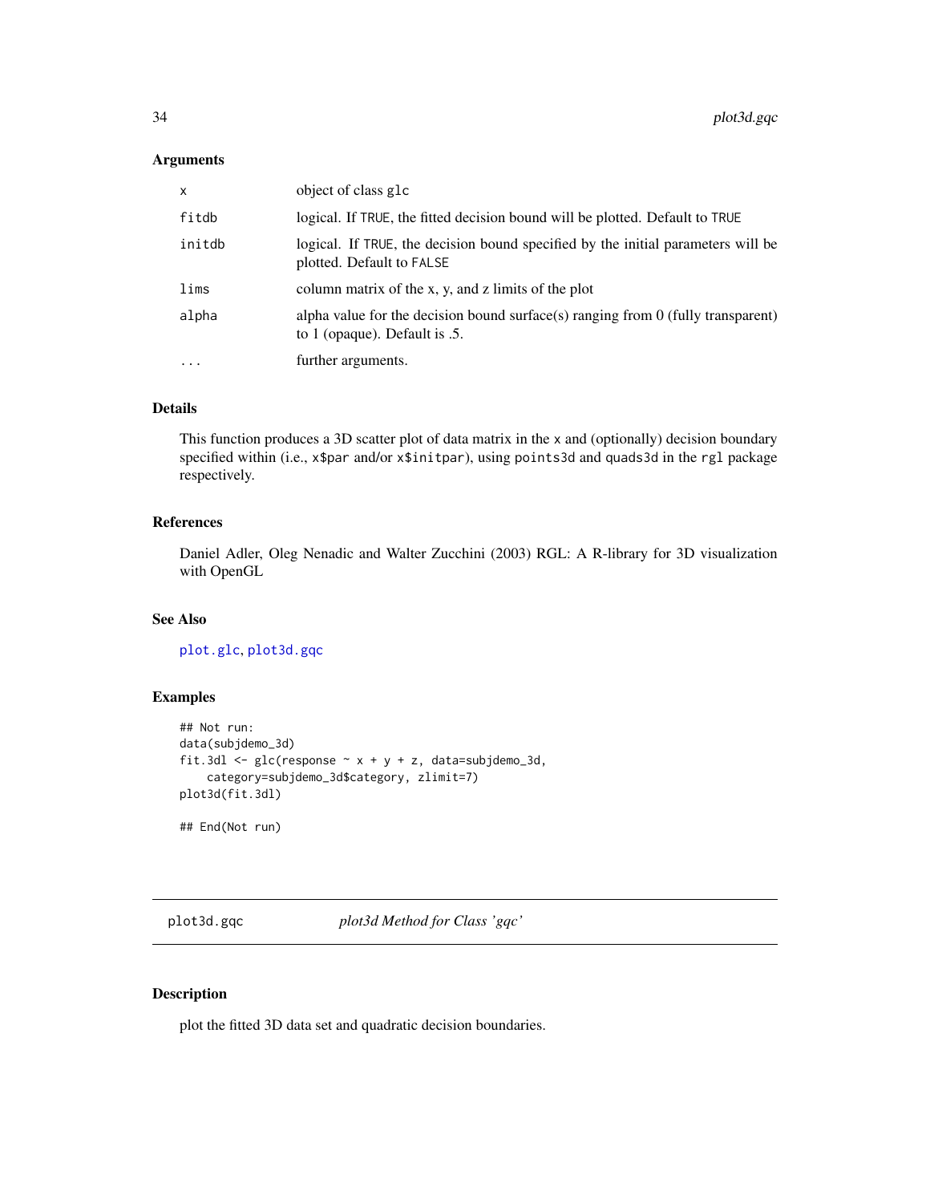### Arguments

| | |
|---|---|
| `x` | object of class `glc` |
| `fitdb` | logical. If `TRUE`, the fitted decision bound will be plotted. Default to `TRUE` |
| `initdb` | logical. If `TRUE`, the decision bound specified by the initial parameters will be plotted. Default to `FALSE` |
| `lims` | column matrix of the x, y, and z limits of the plot |
| `alpha` | alpha value for the decision bound surface(s) ranging from 0 (fully transparent) to 1 (opaque). Default is .5. |
| `...` | further arguments. |

### Details

This function produces a 3D scatter plot of data matrix in the `x` and (optionally) decision boundary specified within (i.e., `x$par` and/or `x$initpar`), using `points3d` and `quads3d` in the `rgl` package respectively.

### References

Daniel Adler, Oleg Nenadic and Walter Zucchini (2003) RGL: A R-library for 3D visualization with OpenGL

### See Also

`plot.glc`, `plot3d.gqc`

### Examples

```
## Not run:
data(subjdemo_3d)
fit.3dl <- glc(response ~ x + y + z, data=subjdemo_3d,
    category=subjdemo_3d$category, zlimit=7)
plot3d(fit.3dl)

## End(Not run)
```

---

## plot3d.gqc — *plot3d Method for Class 'gqc'*

### Description

plot the fitted 3D data set and quadratic decision boundaries.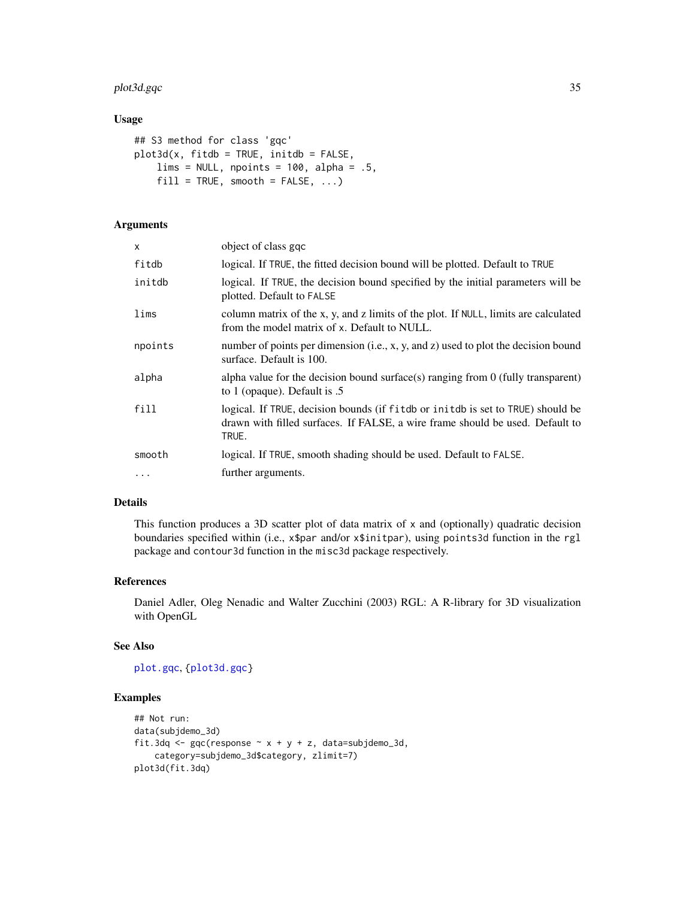### Usage

```
## S3 method for class 'gqc'
plot3d(x, fitdb = TRUE, initdb = FALSE,
    lims = NULL, npoints = 100, alpha = .5,
    fill = TRUE, smooth = FALSE, ...)
```

### Arguments

| | |
|---|---|
| x | object of class gqc |
| fitdb | logical. If TRUE, the fitted decision bound will be plotted. Default to TRUE |
| initdb | logical. If TRUE, the decision bound specified by the initial parameters will be plotted. Default to FALSE |
| lims | column matrix of the x, y, and z limits of the plot. If NULL, limits are calculated from the model matrix of x. Default to NULL. |
| npoints | number of points per dimension (i.e., x, y, and z) used to plot the decision bound surface. Default is 100. |
| alpha | alpha value for the decision bound surface(s) ranging from 0 (fully transparent) to 1 (opaque). Default is .5 |
| fill | logical. If TRUE, decision bounds (if fitdb or initdb is set to TRUE) should be drawn with filled surfaces. If FALSE, a wire frame should be used. Default to TRUE. |
| smooth | logical. If TRUE, smooth shading should be used. Default to FALSE. |
| ... | further arguments. |

### Details

This function produces a 3D scatter plot of data matrix of x and (optionally) quadratic decision boundaries specified within (i.e., x$par and/or x$initpar), using points3d function in the rgl package and contour3d function in the misc3d package respectively.

### References

Daniel Adler, Oleg Nenadic and Walter Zucchini (2003) RGL: A R-library for 3D visualization with OpenGL

### See Also

plot.gqc, {plot3d.gqc}

### Examples

```
## Not run:
data(subjdemo_3d)
fit.3dq <- gqc(response ~ x + y + z, data=subjdemo_3d,
    category=subjdemo_3d$category, zlimit=7)
plot3d(fit.3dq)
```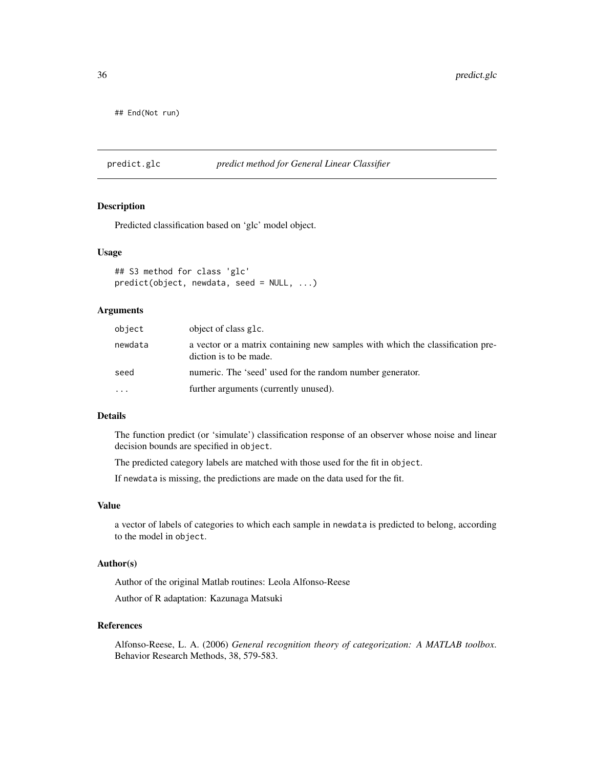```
## End(Not run)
```

## predict.glc — *predict method for General Linear Classifier*

### Description

Predicted classification based on 'glc' model object.

### Usage

```
## S3 method for class 'glc'
predict(object, newdata, seed = NULL, ...)
```

### Arguments

| | |
|---|---|
| `object` | object of class `glc`. |
| `newdata` | a vector or a matrix containing new samples with which the classification prediction is to be made. |
| `seed` | numeric. The 'seed' used for the random number generator. |
| `...` | further arguments (currently unused). |

### Details

The function predict (or 'simulate') classification response of an observer whose noise and linear decision bounds are specified in `object`.

The predicted category labels are matched with those used for the fit in `object`.

If `newdata` is missing, the predictions are made on the data used for the fit.

### Value

a vector of labels of categories to which each sample in `newdata` is predicted to belong, according to the model in `object`.

### Author(s)

Author of the original Matlab routines: Leola Alfonso-Reese

Author of R adaptation: Kazunaga Matsuki

### References

Alfonso-Reese, L. A. (2006) *General recognition theory of categorization: A MATLAB toolbox*. Behavior Research Methods, 38, 579-583.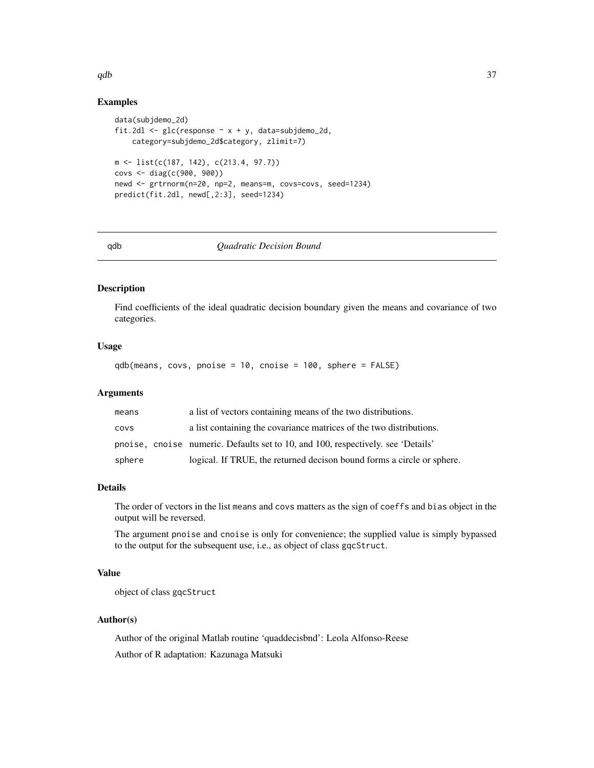## Examples

```
data(subjdemo_2d)
fit.2dl <- glc(response ~ x + y, data=subjdemo_2d,
    category=subjdemo_2d$category, zlimit=7)

m <- list(c(187, 142), c(213.4, 97.7))
covs <- diag(c(900, 900))
newd <- grtrnorm(n=20, np=2, means=m, covs=covs, seed=1234)
predict(fit.2dl, newd[,2:3], seed=1234)
```

---

# qdb — *Quadratic Decision Bound*

## Description

Find coefficients of the ideal quadratic decision boundary given the means and covariance of two categories.

## Usage

```
qdb(means, covs, pnoise = 10, cnoise = 100, sphere = FALSE)
```

## Arguments

| | |
|---|---|
| means | a list of vectors containing means of the two distributions. |
| covs | a list containing the covariance matrices of the two distributions. |
| pnoise, cnoise | numeric. Defaults set to 10, and 100, respectively. see 'Details' |
| sphere | logical. If TRUE, the returned decison bound forms a circle or sphere. |

## Details

The order of vectors in the list `means` and `covs` matters as the sign of `coeffs` and `bias` object in the output will be reversed.

The argument `pnoise` and `cnoise` is only for convenience; the supplied value is simply bypassed to the output for the subsequent use, i.e., as object of class `gqcStruct`.

## Value

object of class `gqcStruct`

## Author(s)

Author of the original Matlab routine 'quaddecisbnd': Leola Alfonso-Reese

Author of R adaptation: Kazunaga Matsuki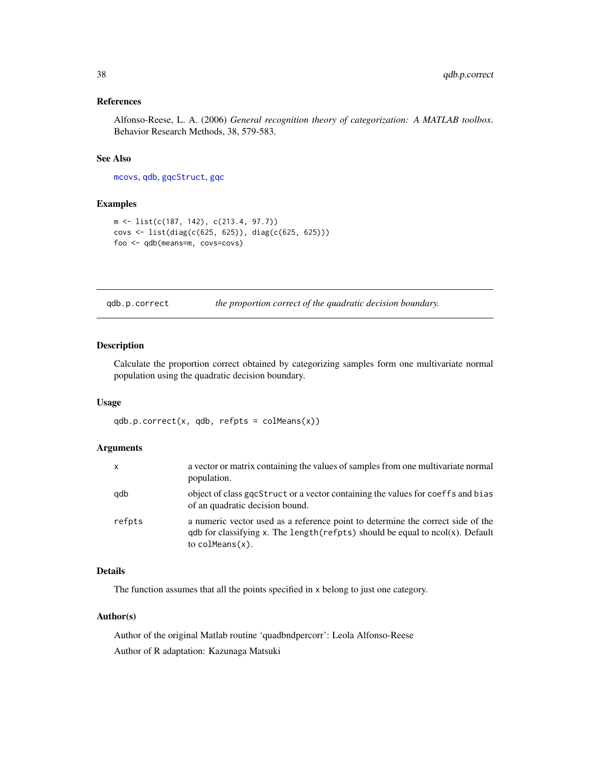## References

Alfonso-Reese, L. A. (2006) *General recognition theory of categorization: A MATLAB toolbox*. Behavior Research Methods, 38, 579-583.

## See Also

mcovs, qdb, gqcStruct, gqc

## Examples

```
m <- list(c(187, 142), c(213.4, 97.7))
covs <- list(diag(c(625, 625)), diag(c(625, 625)))
foo <- qdb(means=m, covs=covs)
```

---

# qdb.p.correct — *the proportion correct of the quadratic decision boundary.*

---

## Description

Calculate the proportion correct obtained by categorizing samples form one multivariate normal population using the quadratic decision boundary.

## Usage

```
qdb.p.correct(x, qdb, refpts = colMeans(x))
```

## Arguments

| | |
|---|---|
| x | a vector or matrix containing the values of samples from one multivariate normal population. |
| qdb | object of class gqcStruct or a vector containing the values for coeffs and bias of an quadratic decision bound. |
| refpts | a numeric vector used as a reference point to determine the correct side of the qdb for classifying x. The length(refpts) should be equal to ncol(x). Default to colMeans(x). |

## Details

The function assumes that all the points specified in x belong to just one category.

## Author(s)

Author of the original Matlab routine 'quadbndpercorr': Leola Alfonso-Reese

Author of R adaptation: Kazunaga Matsuki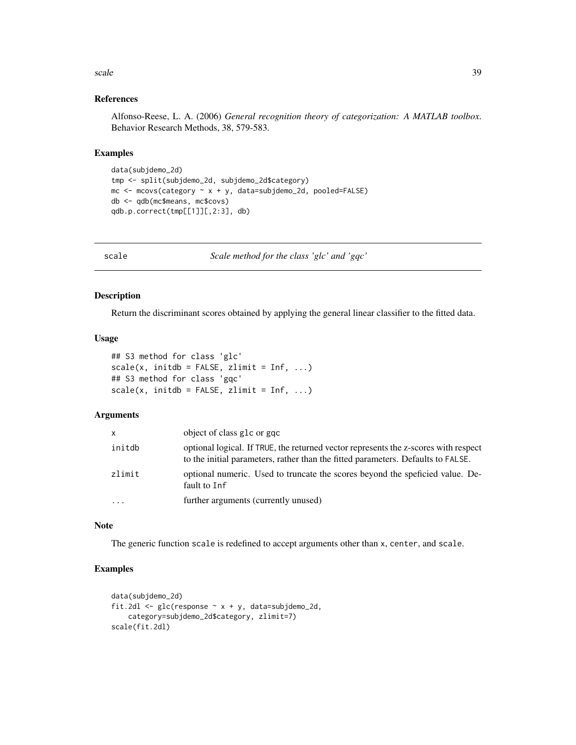### References

Alfonso-Reese, L. A. (2006) *General recognition theory of categorization: A MATLAB toolbox*. Behavior Research Methods, 38, 579-583.

### Examples

```
data(subjdemo_2d)
tmp <- split(subjdemo_2d, subjdemo_2d$category)
mc <- mcovs(category ~ x + y, data=subjdemo_2d, pooled=FALSE)
db <- qdb(mc$means, mc$covs)
qdb.p.correct(tmp[[1]][,2:3], db)
```

---

## scale — *Scale method for the class 'glc' and 'gqc'*

### Description

Return the discriminant scores obtained by applying the general linear classifier to the fitted data.

### Usage

```
## S3 method for class 'glc'
scale(x, initdb = FALSE, zlimit = Inf, ...)
## S3 method for class 'gqc'
scale(x, initdb = FALSE, zlimit = Inf, ...)
```

### Arguments

| | |
|---|---|
| `x` | object of class `glc` or `gqc` |
| `initdb` | optional logical. If `TRUE`, the returned vector represents the z-scores with respect to the initial parameters, rather than the fitted parameters. Defaults to `FALSE`. |
| `zlimit` | optional numeric. Used to truncate the scores beyond the speficied value. Default to `Inf` |
| `...` | further arguments (currently unused) |

### Note

The generic function `scale` is redefined to accept arguments other than `x`, `center`, and `scale`.

### Examples

```
data(subjdemo_2d)
fit.2dl <- glc(response ~ x + y, data=subjdemo_2d,
    category=subjdemo_2d$category, zlimit=7)
scale(fit.2dl)
```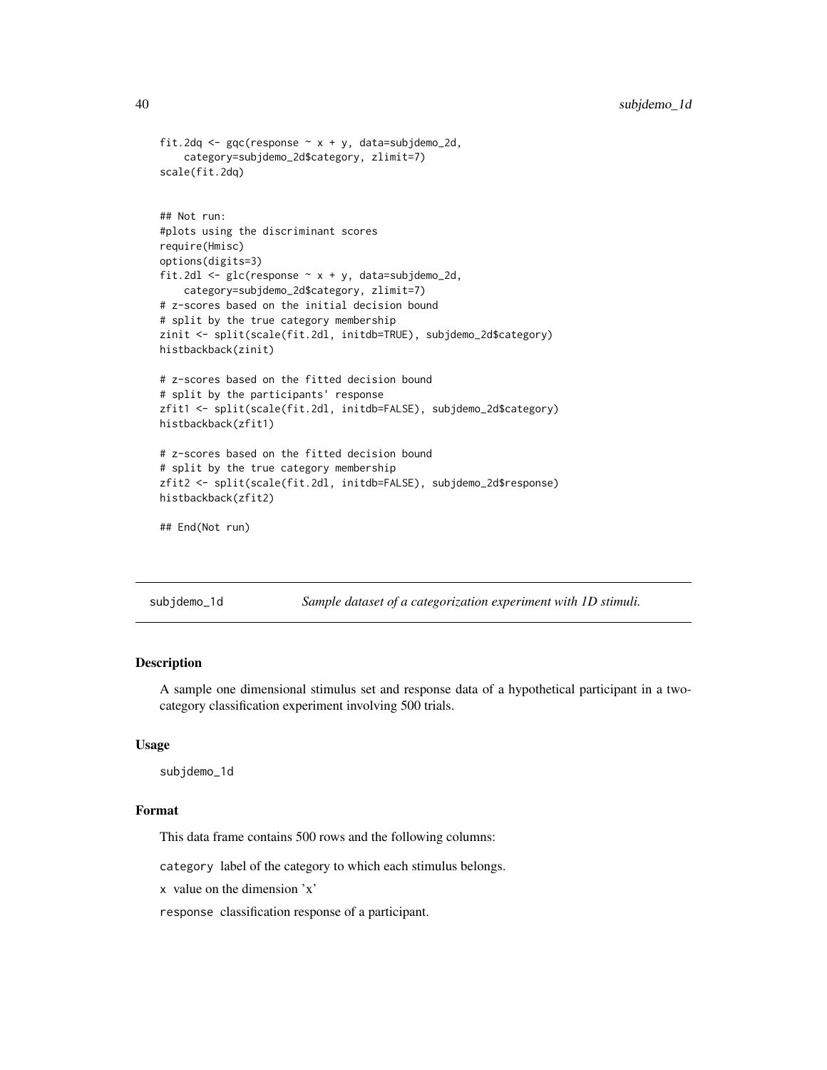```
fit.2dq <- gqc(response ~ x + y, data=subjdemo_2d,
    category=subjdemo_2d$category, zlimit=7)
scale(fit.2dq)


## Not run:
#plots using the discriminant scores
require(Hmisc)
options(digits=3)
fit.2dl <- glc(response ~ x + y, data=subjdemo_2d,
    category=subjdemo_2d$category, zlimit=7)
# z-scores based on the initial decision bound
# split by the true category membership
zinit <- split(scale(fit.2dl, initdb=TRUE), subjdemo_2d$category)
histbackback(zinit)

# z-scores based on the fitted decision bound
# split by the participants' response
zfit1 <- split(scale(fit.2dl, initdb=FALSE), subjdemo_2d$category)
histbackback(zfit1)

# z-scores based on the fitted decision bound
# split by the true category membership
zfit2 <- split(scale(fit.2dl, initdb=FALSE), subjdemo_2d$response)
histbackback(zfit2)

## End(Not run)
```

---

## subjdemo_1d — *Sample dataset of a categorization experiment with 1D stimuli.*

---

### Description

A sample one dimensional stimulus set and response data of a hypothetical participant in a two-category classification experiment involving 500 trials.

### Usage

```
subjdemo_1d
```

### Format

This data frame contains 500 rows and the following columns:

`category` label of the category to which each stimulus belongs.

`x` value on the dimension 'x'

`response` classification response of a participant.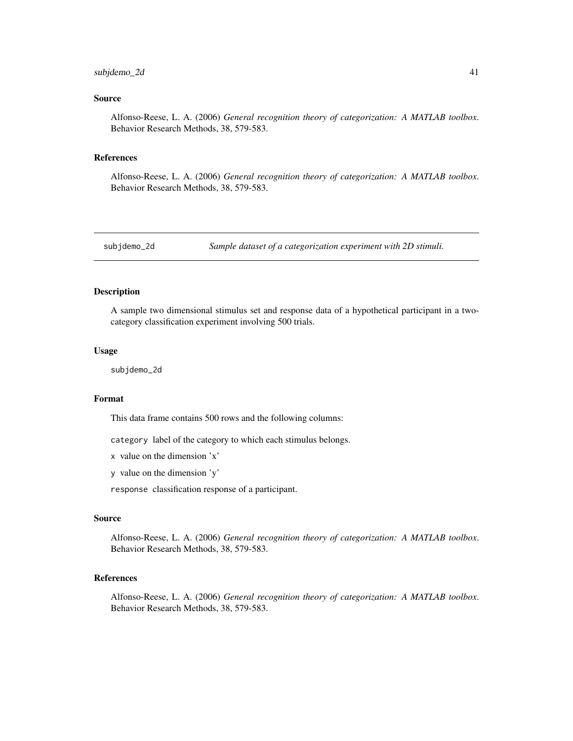## Source

Alfonso-Reese, L. A. (2006) *General recognition theory of categorization: A MATLAB toolbox*. Behavior Research Methods, 38, 579-583.

## References

Alfonso-Reese, L. A. (2006) *General recognition theory of categorization: A MATLAB toolbox*. Behavior Research Methods, 38, 579-583.

---

# subjdemo_2d — *Sample dataset of a categorization experiment with 2D stimuli.*

---

## Description

A sample two dimensional stimulus set and response data of a hypothetical participant in a two-category classification experiment involving 500 trials.

## Usage

```
subjdemo_2d
```

## Format

This data frame contains 500 rows and the following columns:

`category` label of the category to which each stimulus belongs.

`x` value on the dimension 'x'

`y` value on the dimension 'y'

`response` classification response of a participant.

## Source

Alfonso-Reese, L. A. (2006) *General recognition theory of categorization: A MATLAB toolbox*. Behavior Research Methods, 38, 579-583.

## References

Alfonso-Reese, L. A. (2006) *General recognition theory of categorization: A MATLAB toolbox*. Behavior Research Methods, 38, 579-583.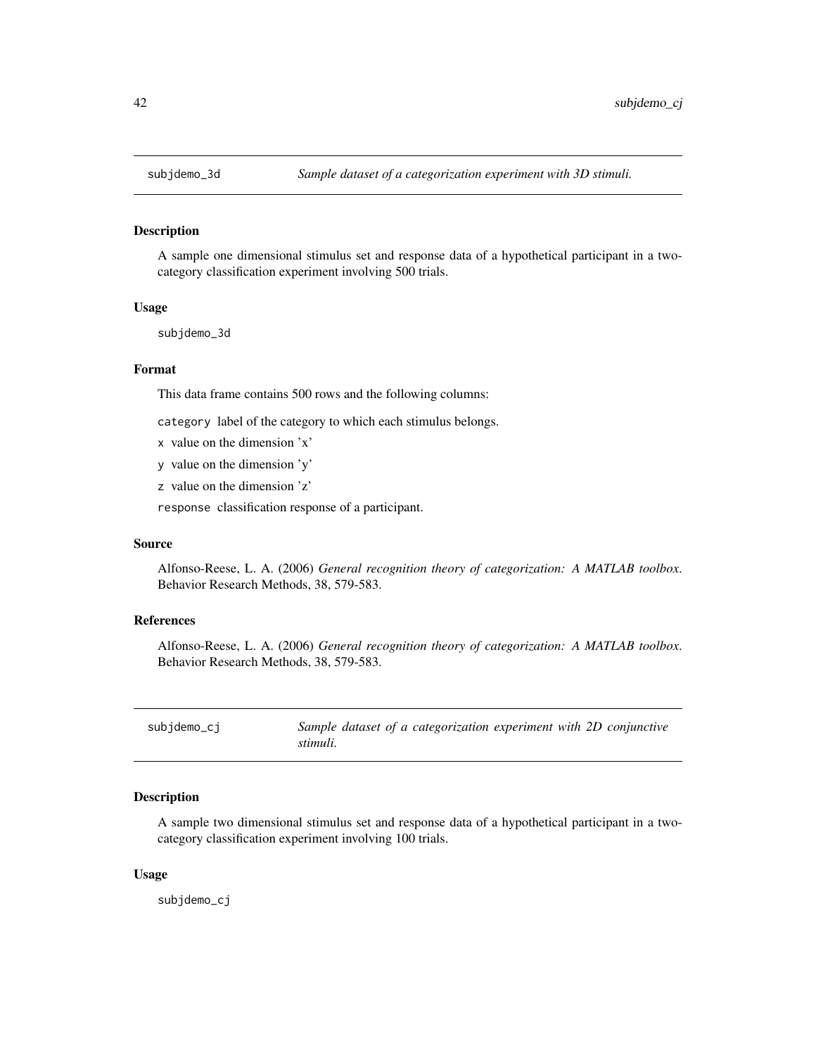## subjdemo_3d — *Sample dataset of a categorization experiment with 3D stimuli.*

### Description

A sample one dimensional stimulus set and response data of a hypothetical participant in a two-category classification experiment involving 500 trials.

### Usage

```
subjdemo_3d
```

### Format

This data frame contains 500 rows and the following columns:

- `category` label of the category to which each stimulus belongs.
- `x` value on the dimension 'x'
- `y` value on the dimension 'y'
- `z` value on the dimension 'z'
- `response` classification response of a participant.

### Source

Alfonso-Reese, L. A. (2006) *General recognition theory of categorization: A MATLAB toolbox*. Behavior Research Methods, 38, 579-583.

### References

Alfonso-Reese, L. A. (2006) *General recognition theory of categorization: A MATLAB toolbox*. Behavior Research Methods, 38, 579-583.

## subjdemo_cj — *Sample dataset of a categorization experiment with 2D conjunctive stimuli.*

### Description

A sample two dimensional stimulus set and response data of a hypothetical participant in a two-category classification experiment involving 100 trials.

### Usage

```
subjdemo_cj
```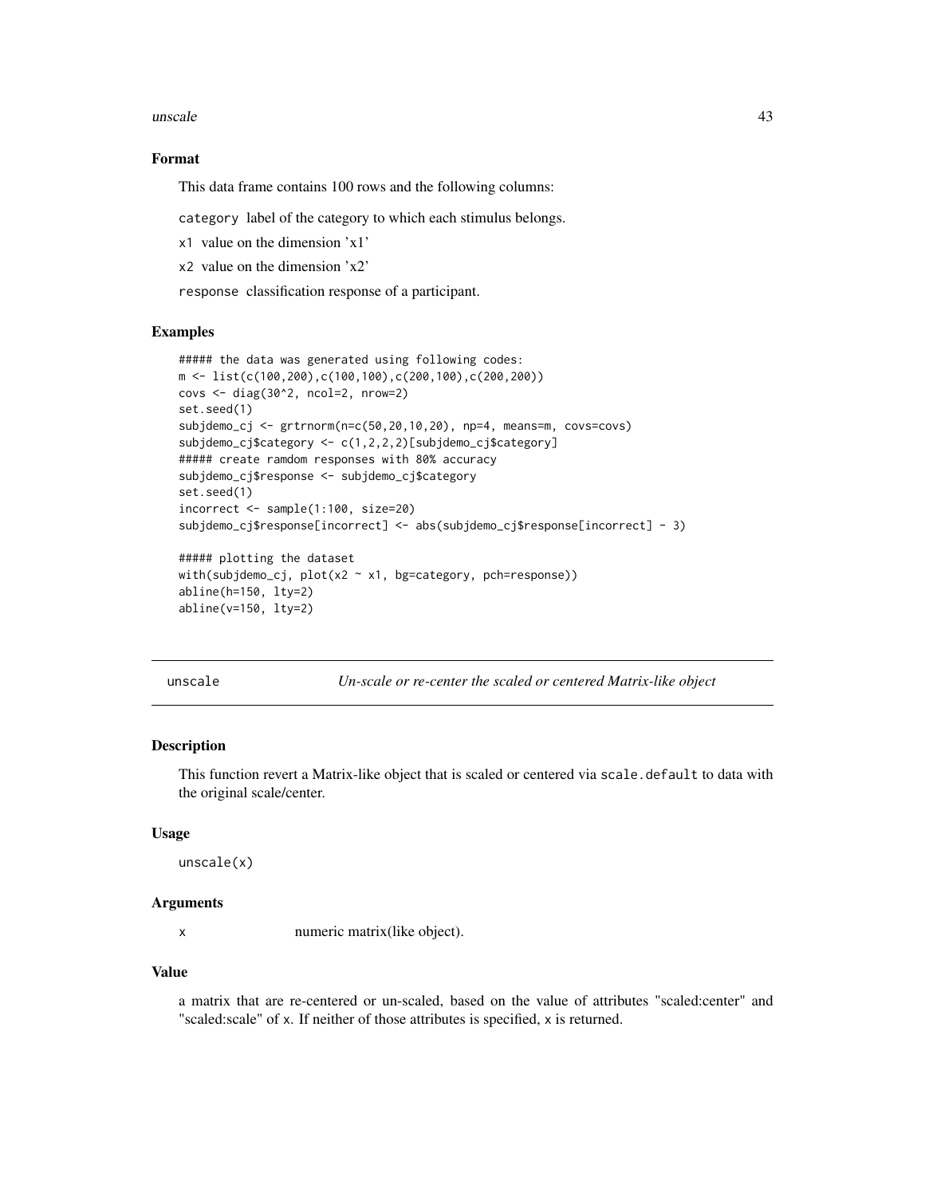### Format

This data frame contains 100 rows and the following columns:

`category` label of the category to which each stimulus belongs.

`x1` value on the dimension 'x1'

`x2` value on the dimension 'x2'

`response` classification response of a participant.

### Examples

```
##### the data was generated using following codes:
m <- list(c(100,200),c(100,100),c(200,100),c(200,200))
covs <- diag(30^2, ncol=2, nrow=2)
set.seed(1)
subjdemo_cj <- grtrnorm(n=c(50,20,10,20), np=4, means=m, covs=covs)
subjdemo_cj$category <- c(1,2,2,2)[subjdemo_cj$category]
##### create ramdom responses with 80% accuracy
subjdemo_cj$response <- subjdemo_cj$category
set.seed(1)
incorrect <- sample(1:100, size=20)
subjdemo_cj$response[incorrect] <- abs(subjdemo_cj$response[incorrect] - 3)

##### plotting the dataset
with(subjdemo_cj, plot(x2 ~ x1, bg=category, pch=response))
abline(h=150, lty=2)
abline(v=150, lty=2)
```

---

## unscale *Un-scale or re-center the scaled or centered Matrix-like object*

### Description

This function revert a Matrix-like object that is scaled or centered via `scale.default` to data with the original scale/center.

### Usage

```
unscale(x)
```

### Arguments

| | |
|---|---|
| `x` | numeric matrix(like object). |

### Value

a matrix that are re-centered or un-scaled, based on the value of attributes "scaled:center" and "scaled:scale" of `x`. If neither of those attributes is specified, `x` is returned.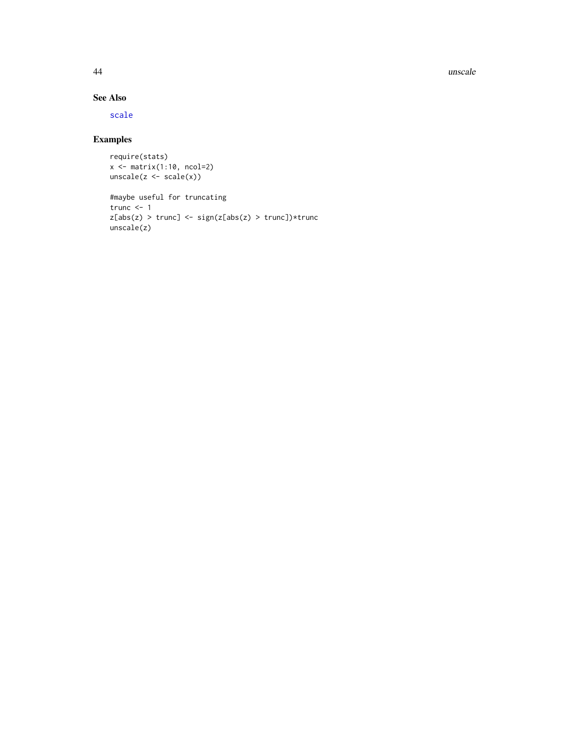## See Also

scale

## Examples

```
require(stats)
x <- matrix(1:10, ncol=2)
unscale(z <- scale(x))

#maybe useful for truncating
trunc <- 1
z[abs(z) > trunc] <- sign(z[abs(z) > trunc])*trunc
unscale(z)
```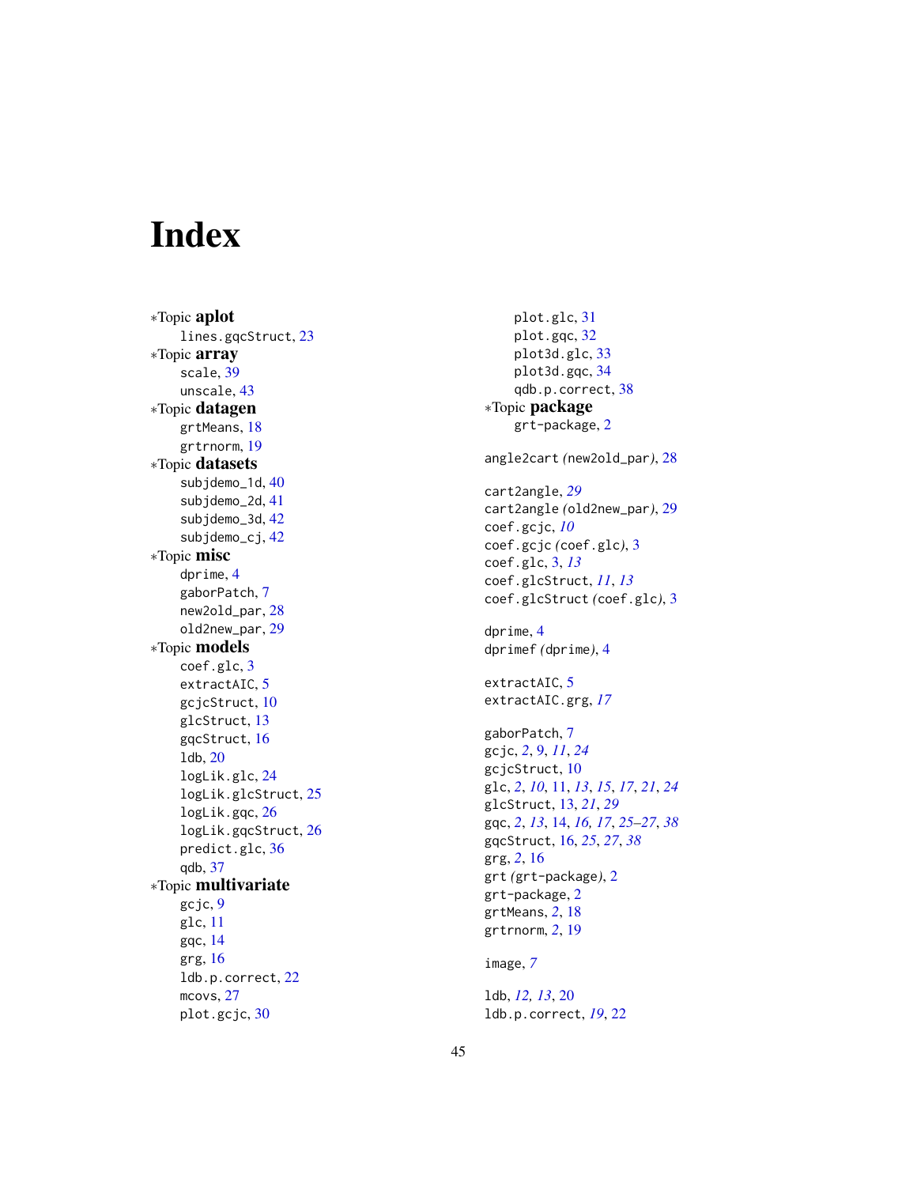# Index

*Topic **aplot**
  lines.gqcStruct, 23
*Topic **array**
  scale, 39
  unscale, 43
*Topic **datagen**
  grtMeans, 18
  grtrnorm, 19
*Topic **datasets**
  subjdemo_1d, 40
  subjdemo_2d, 41
  subjdemo_3d, 42
  subjdemo_cj, 42
*Topic **misc**
  dprime, 4
  gaborPatch, 7
  new2old_par, 28
  old2new_par, 29
*Topic **models**
  coef.glc, 3
  extractAIC, 5
  gcjcStruct, 10
  glcStruct, 13
  gqcStruct, 16
  ldb, 20
  logLik.glc, 24
  logLik.glcStruct, 25
  logLik.gqc, 26
  logLik.gqcStruct, 26
  predict.glc, 36
  qdb, 37
*Topic **multivariate**
  gcjc, 9
  glc, 11
  gqc, 14
  grg, 16
  ldb.p.correct, 22
  mcovs, 27
  plot.gcjc, 30
  plot.glc, 31
  plot.gqc, 32
  plot3d.glc, 33
  plot3d.gqc, 34
  qdb.p.correct, 38
*Topic **package**
  grt-package, 2

angle2cart *(*new2old_par*)*, 28

cart2angle, *29*
cart2angle *(*old2new_par*)*, 29
coef.gcjc, *10*
coef.gcjc *(*coef.glc*)*, 3
coef.glc, 3, *13*
coef.glcStruct, *11*, *13*
coef.glcStruct *(*coef.glc*)*, 3

dprime, 4
dprimef *(*dprime*)*, 4

extractAIC, 5
extractAIC.grg, *17*

gaborPatch, 7
gcjc, *2*, 9, *11*, *24*
gcjcStruct, 10
glc, *2*, *10*, 11, *13*, *15*, *17*, *21*, *24*
glcStruct, 13, *21*, *29*
gqc, *2*, *13*, 14, *16*, *17*, *25–27*, *38*
gqcStruct, 16, *25*, *27*, *38*
grg, *2*, 16
grt *(*grt-package*)*, 2
grt-package, 2
grtMeans, *2*, 18
grtrnorm, *2*, 19

image, *7*

ldb, *12*, *13*, 20
ldb.p.correct, *19*, 22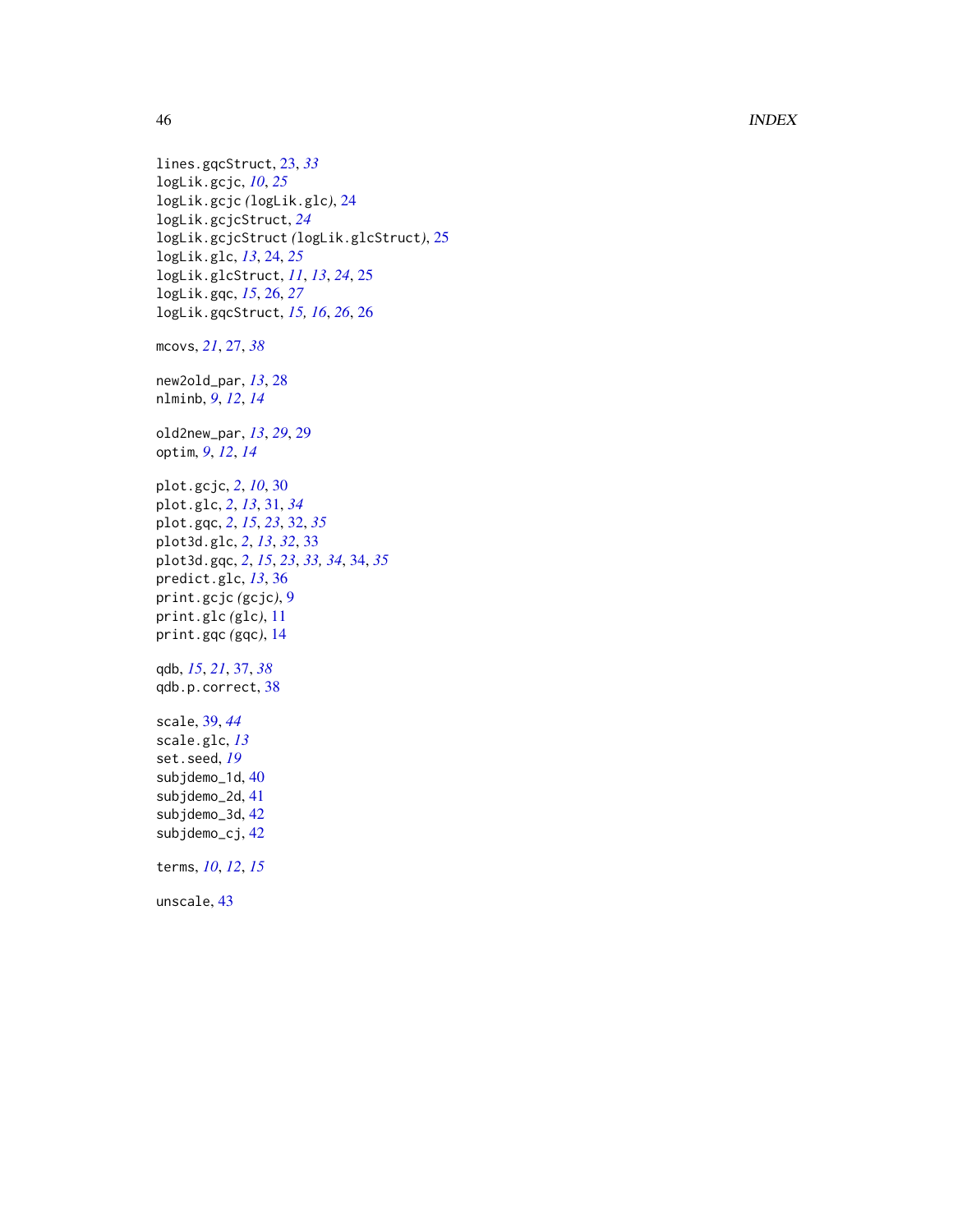lines.gqcStruct, 23, *33*
logLik.gcjc, *10*, *25*
logLik.gcjc *(*logLik.glc*)*, 24
logLik.gcjcStruct, *24*
logLik.gcjcStruct *(*logLik.glcStruct*)*, 25
logLik.glc, *13*, 24, *25*
logLik.glcStruct, *11*, *13*, *24*, 25
logLik.gqc, *15*, 26, *27*
logLik.gqcStruct, *15, 16*, *26*, 26

mcovs, *21*, 27, *38*

new2old_par, *13*, 28
nlminb, *9*, *12*, *14*

old2new_par, *13*, *29*, 29
optim, *9*, *12*, *14*

plot.gcjc, *2*, *10*, 30
plot.glc, *2*, *13*, 31, *34*
plot.gqc, *2*, *15*, *23*, 32, *35*
plot3d.glc, *2*, *13*, *32*, 33
plot3d.gqc, *2*, *15*, *23*, *33, 34*, 34, *35*
predict.glc, *13*, 36
print.gcjc *(*gcjc*)*, 9
print.glc *(*glc*)*, 11
print.gqc *(*gqc*)*, 14

qdb, *15*, *21*, 37, *38*
qdb.p.correct, 38

scale, 39, *44*
scale.glc, *13*
set.seed, *19*
subjdemo_1d, 40
subjdemo_2d, 41
subjdemo_3d, 42
subjdemo_cj, 42

terms, *10*, *12*, *15*

unscale, 43